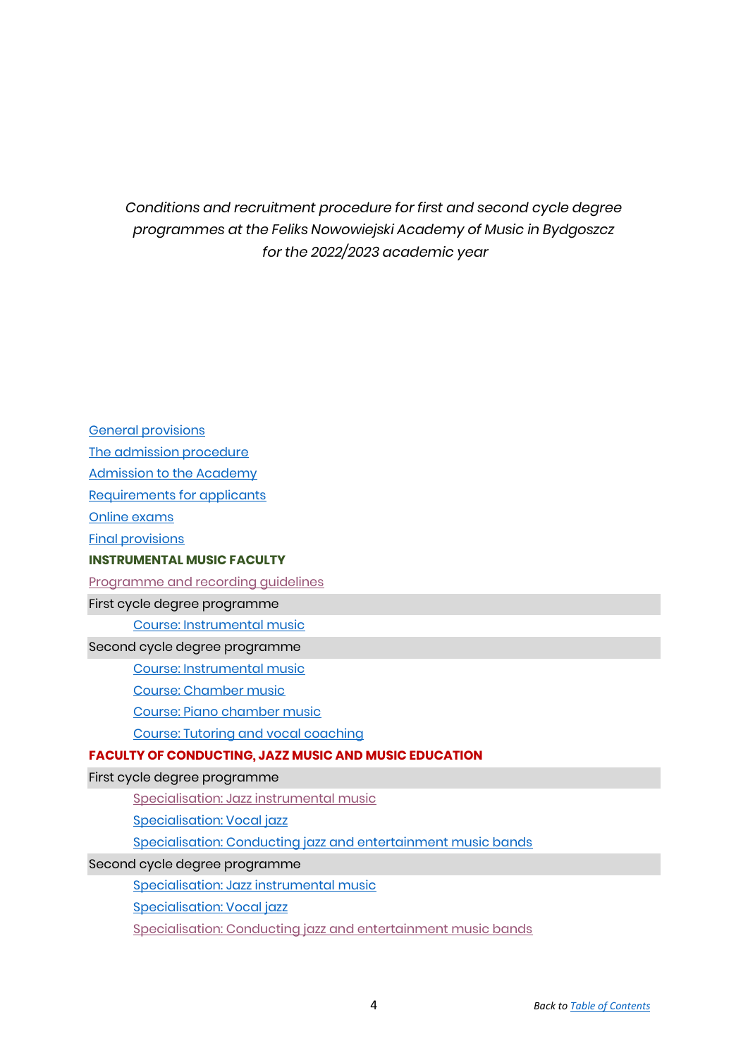*Conditions and recruitment procedure for first and second cycle degree programmes at the Feliks Nowowiejski Academy of Music in Bydgoszcz for the 2022/2023 academic year*

[General provisions]

[The admission procedure]

[Admission to the Academy]

[Requirements for applicants]

[Online exams]

[Final provisions]

**INSTRUMENTAL MUSIC FACULTY**

[Programme and recording guidelines]

First cycle degree programme

- [Course: Instrumental music]

Second cycle degree programme

- [Course: Instrumental music]
- [Course: Chamber music]
- [Course: Piano chamber music]
- [Course: Tutoring and vocal coaching]

**FACULTY OF CONDUCTING, JAZZ MUSIC AND MUSIC EDUCATION**

First cycle degree programme

- [Specialisation: Jazz instrumental music]
- [Specialisation: Vocal jazz]
- [Specialisation: Conducting jazz and entertainment music bands]

Second cycle degree programme

- [Specialisation: Jazz instrumental music]
- [Specialisation: Vocal jazz]
- [Specialisation: Conducting jazz and entertainment music bands]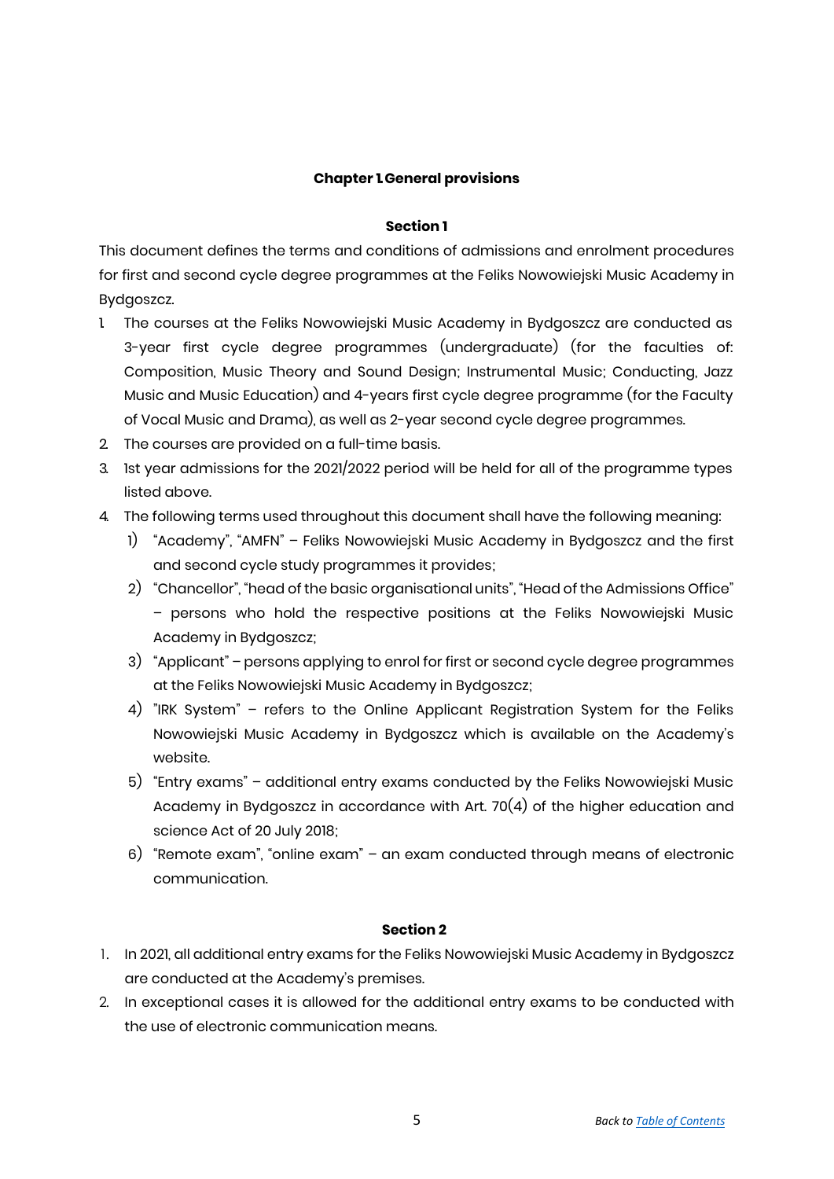## Chapter 1. General provisions

### Section 1

This document defines the terms and conditions of admissions and enrolment procedures for first and second cycle degree programmes at the Feliks Nowowiejski Music Academy in Bydgoszcz.

1. The courses at the Feliks Nowowiejski Music Academy in Bydgoszcz are conducted as 3-year first cycle degree programmes (undergraduate) (for the faculties of: Composition, Music Theory and Sound Design; Instrumental Music; Conducting, Jazz Music and Music Education) and 4-years first cycle degree programme (for the Faculty of Vocal Music and Drama), as well as 2-year second cycle degree programmes.
2. The courses are provided on a full-time basis.
3. 1st year admissions for the 2021/2022 period will be held for all of the programme types listed above.
4. The following terms used throughout this document shall have the following meaning:
   1) "Academy", "AMFN" – Feliks Nowowiejski Music Academy in Bydgoszcz and the first and second cycle study programmes it provides;
   2) "Chancellor", "head of the basic organisational units", "Head of the Admissions Office" – persons who hold the respective positions at the Feliks Nowowiejski Music Academy in Bydgoszcz;
   3) "Applicant" – persons applying to enrol for first or second cycle degree programmes at the Feliks Nowowiejski Music Academy in Bydgoszcz;
   4) "IRK System" – refers to the Online Applicant Registration System for the Feliks Nowowiejski Music Academy in Bydgoszcz which is available on the Academy's website.
   5) "Entry exams" – additional entry exams conducted by the Feliks Nowowiejski Music Academy in Bydgoszcz in accordance with Art. 70(4) of the higher education and science Act of 20 July 2018;
   6) "Remote exam", "online exam" – an exam conducted through means of electronic communication.

### Section 2

1. In 2021, all additional entry exams for the Feliks Nowowiejski Music Academy in Bydgoszcz are conducted at the Academy's premises.
2. In exceptional cases it is allowed for the additional entry exams to be conducted with the use of electronic communication means.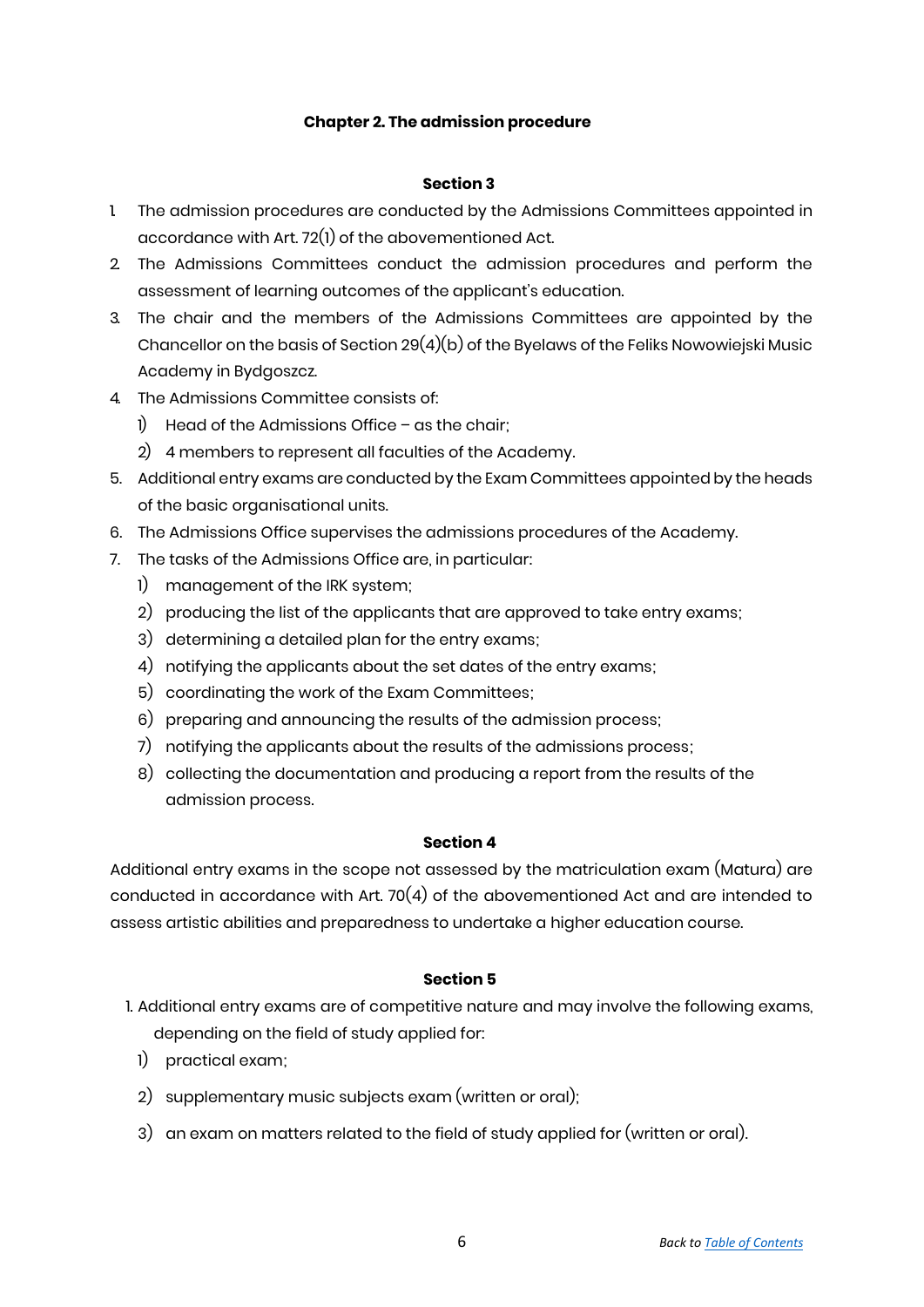## Chapter 2. The admission procedure

### Section 3

1. The admission procedures are conducted by the Admissions Committees appointed in accordance with Art. 72(1) of the abovementioned Act.
2. The Admissions Committees conduct the admission procedures and perform the assessment of learning outcomes of the applicant's education.
3. The chair and the members of the Admissions Committees are appointed by the Chancellor on the basis of Section 29(4)(b) of the Byelaws of the Feliks Nowowiejski Music Academy in Bydgoszcz.
4. The Admissions Committee consists of:
   1) Head of the Admissions Office – as the chair;
   2) 4 members to represent all faculties of the Academy.
5. Additional entry exams are conducted by the Exam Committees appointed by the heads of the basic organisational units.
6. The Admissions Office supervises the admissions procedures of the Academy.
7. The tasks of the Admissions Office are, in particular:
   1) management of the IRK system;
   2) producing the list of the applicants that are approved to take entry exams;
   3) determining a detailed plan for the entry exams;
   4) notifying the applicants about the set dates of the entry exams;
   5) coordinating the work of the Exam Committees;
   6) preparing and announcing the results of the admission process;
   7) notifying the applicants about the results of the admissions process;
   8) collecting the documentation and producing a report from the results of the admission process.

### Section 4

Additional entry exams in the scope not assessed by the matriculation exam (Matura) are conducted in accordance with Art. 70(4) of the abovementioned Act and are intended to assess artistic abilities and preparedness to undertake a higher education course.

### Section 5

1. Additional entry exams are of competitive nature and may involve the following exams, depending on the field of study applied for:
   1) practical exam;
   2) supplementary music subjects exam (written or oral);
   3) an exam on matters related to the field of study applied for (written or oral).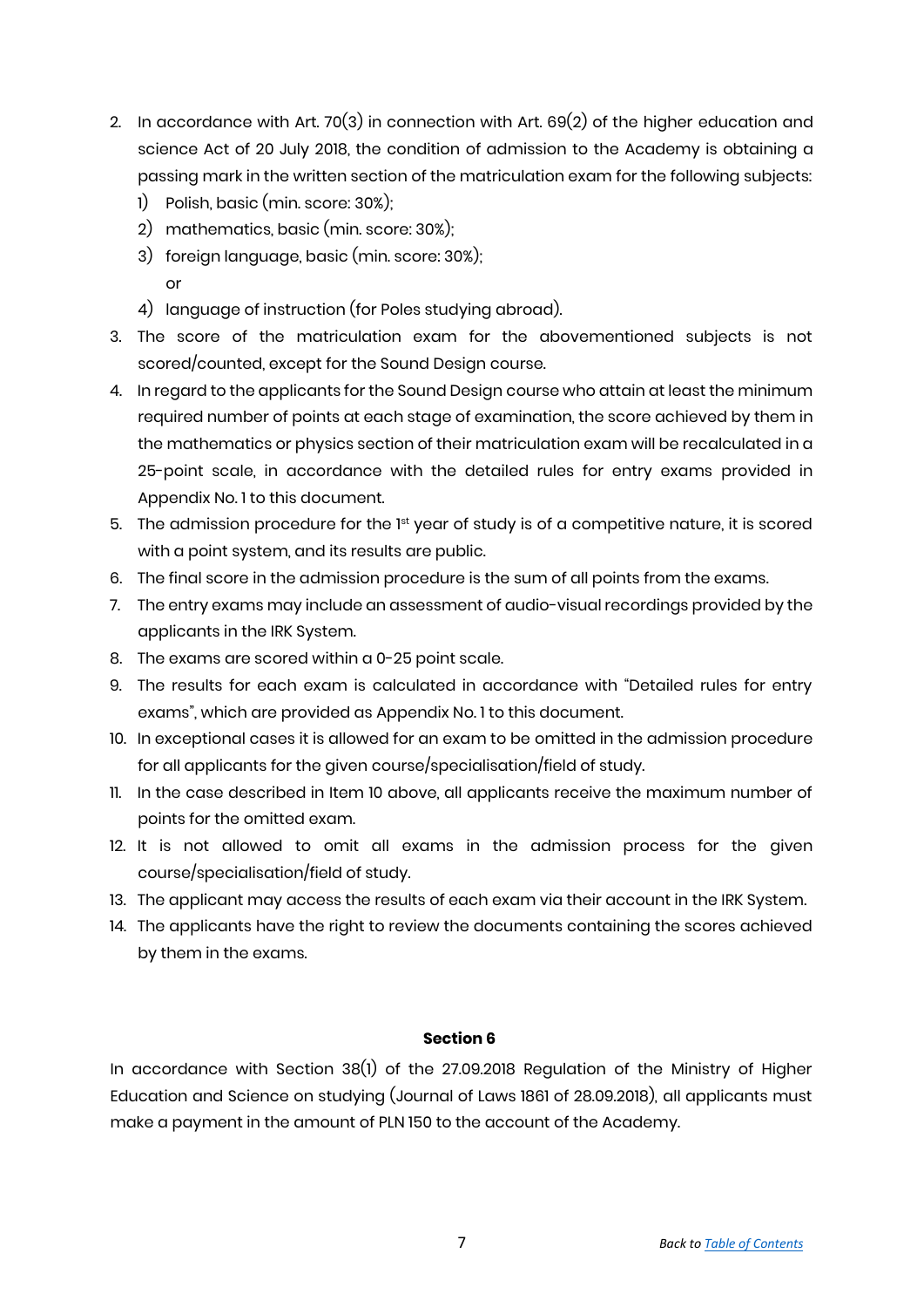2. In accordance with Art. 70(3) in connection with Art. 69(2) of the higher education and science Act of 20 July 2018, the condition of admission to the Academy is obtaining a passing mark in the written section of the matriculation exam for the following subjects:
   1) Polish, basic (min. score: 30%);
   2) mathematics, basic (min. score: 30%);
   3) foreign language, basic (min. score: 30%);
   
   or
   4) language of instruction (for Poles studying abroad).
3. The score of the matriculation exam for the abovementioned subjects is not scored/counted, except for the Sound Design course.
4. In regard to the applicants for the Sound Design course who attain at least the minimum required number of points at each stage of examination, the score achieved by them in the mathematics or physics section of their matriculation exam will be recalculated in a 25-point scale, in accordance with the detailed rules for entry exams provided in Appendix No. 1 to this document.
5. The admission procedure for the 1st year of study is of a competitive nature, it is scored with a point system, and its results are public.
6. The final score in the admission procedure is the sum of all points from the exams.
7. The entry exams may include an assessment of audio-visual recordings provided by the applicants in the IRK System.
8. The exams are scored within a 0-25 point scale.
9. The results for each exam is calculated in accordance with "Detailed rules for entry exams", which are provided as Appendix No. 1 to this document.
10. In exceptional cases it is allowed for an exam to be omitted in the admission procedure for all applicants for the given course/specialisation/field of study.
11. In the case described in Item 10 above, all applicants receive the maximum number of points for the omitted exam.
12. It is not allowed to omit all exams in the admission process for the given course/specialisation/field of study.
13. The applicant may access the results of each exam via their account in the IRK System.
14. The applicants have the right to review the documents containing the scores achieved by them in the exams.

**Section 6**

In accordance with Section 38(1) of the 27.09.2018 Regulation of the Ministry of Higher Education and Science on studying (Journal of Laws 1861 of 28.09.2018), all applicants must make a payment in the amount of PLN 150 to the account of the Academy.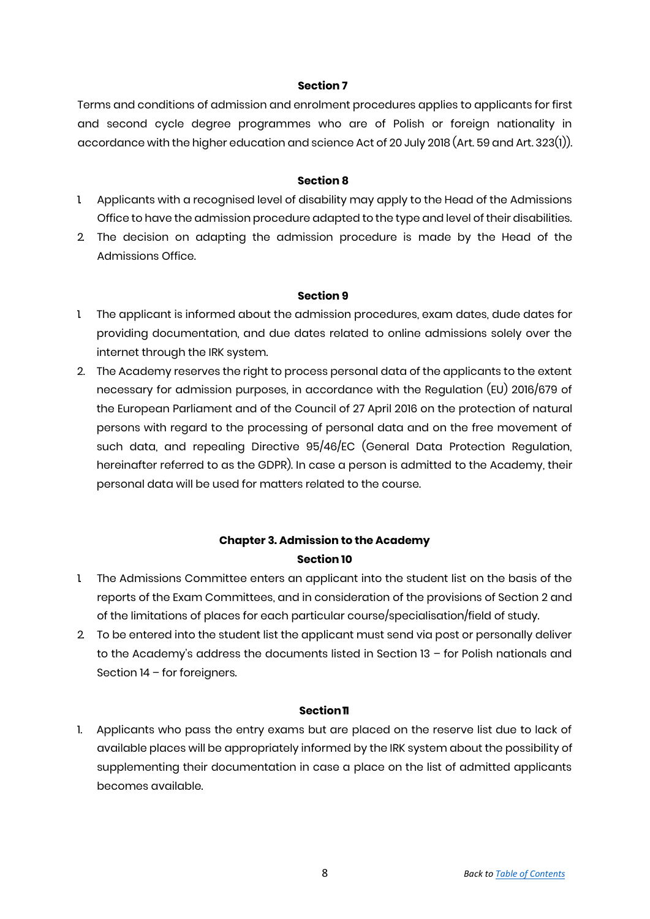**Section 7**

Terms and conditions of admission and enrolment procedures applies to applicants for first and second cycle degree programmes who are of Polish or foreign nationality in accordance with the higher education and science Act of 20 July 2018 (Art. 59 and Art. 323(1)).

**Section 8**

1. Applicants with a recognised level of disability may apply to the Head of the Admissions Office to have the admission procedure adapted to the type and level of their disabilities.
2. The decision on adapting the admission procedure is made by the Head of the Admissions Office.

**Section 9**

1. The applicant is informed about the admission procedures, exam dates, dude dates for providing documentation, and due dates related to online admissions solely over the internet through the IRK system.
2. The Academy reserves the right to process personal data of the applicants to the extent necessary for admission purposes, in accordance with the Regulation (EU) 2016/679 of the European Parliament and of the Council of 27 April 2016 on the protection of natural persons with regard to the processing of personal data and on the free movement of such data, and repealing Directive 95/46/EC (General Data Protection Regulation, hereinafter referred to as the GDPR). In case a person is admitted to the Academy, their personal data will be used for matters related to the course.

## Chapter 3. Admission to the Academy

**Section 10**

1. The Admissions Committee enters an applicant into the student list on the basis of the reports of the Exam Committees, and in consideration of the provisions of Section 2 and of the limitations of places for each particular course/specialisation/field of study.
2. To be entered into the student list the applicant must send via post or personally deliver to the Academy's address the documents listed in Section 13 – for Polish nationals and Section 14 – for foreigners.

**Section 11**

1. Applicants who pass the entry exams but are placed on the reserve list due to lack of available places will be appropriately informed by the IRK system about the possibility of supplementing their documentation in case a place on the list of admitted applicants becomes available.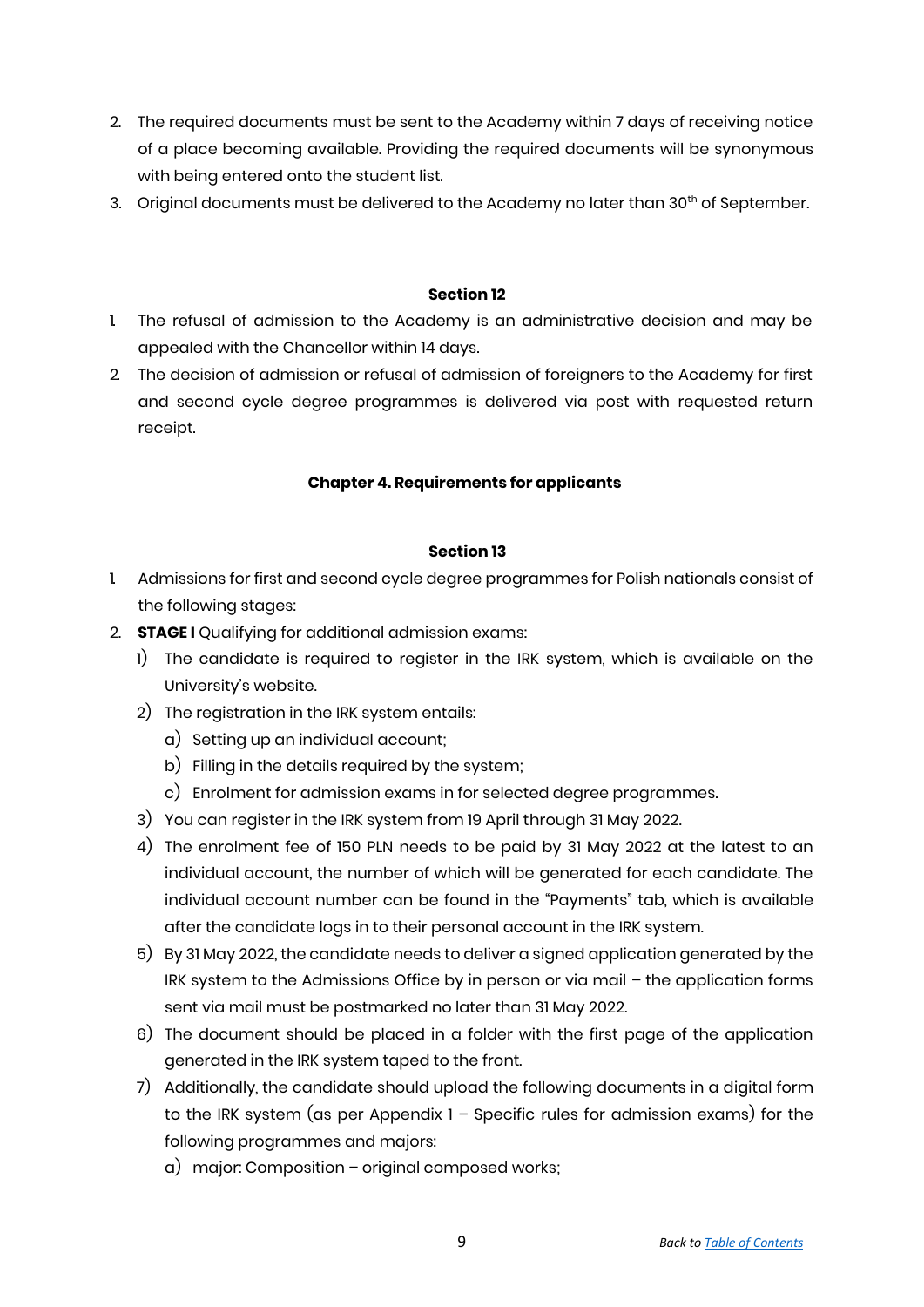2. The required documents must be sent to the Academy within 7 days of receiving notice of a place becoming available. Providing the required documents will be synonymous with being entered onto the student list.
3. Original documents must be delivered to the Academy no later than 30th of September.

**Section 12**

1. The refusal of admission to the Academy is an administrative decision and may be appealed with the Chancellor within 14 days.
2. The decision of admission or refusal of admission of foreigners to the Academy for first and second cycle degree programmes is delivered via post with requested return receipt.

## Chapter 4. Requirements for applicants

**Section 13**

1. Admissions for first and second cycle degree programmes for Polish nationals consist of the following stages:
2. **STAGE I** Qualifying for additional admission exams:
   1) The candidate is required to register in the IRK system, which is available on the University's website.
   2) The registration in the IRK system entails:
      a) Setting up an individual account;
      b) Filling in the details required by the system;
      c) Enrolment for admission exams in for selected degree programmes.
   3) You can register in the IRK system from 19 April through 31 May 2022.
   4) The enrolment fee of 150 PLN needs to be paid by 31 May 2022 at the latest to an individual account, the number of which will be generated for each candidate. The individual account number can be found in the "Payments" tab, which is available after the candidate logs in to their personal account in the IRK system.
   5) By 31 May 2022, the candidate needs to deliver a signed application generated by the IRK system to the Admissions Office by in person or via mail – the application forms sent via mail must be postmarked no later than 31 May 2022.
   6) The document should be placed in a folder with the first page of the application generated in the IRK system taped to the front.
   7) Additionally, the candidate should upload the following documents in a digital form to the IRK system (as per Appendix 1 – Specific rules for admission exams) for the following programmes and majors:
      a) major: Composition – original composed works;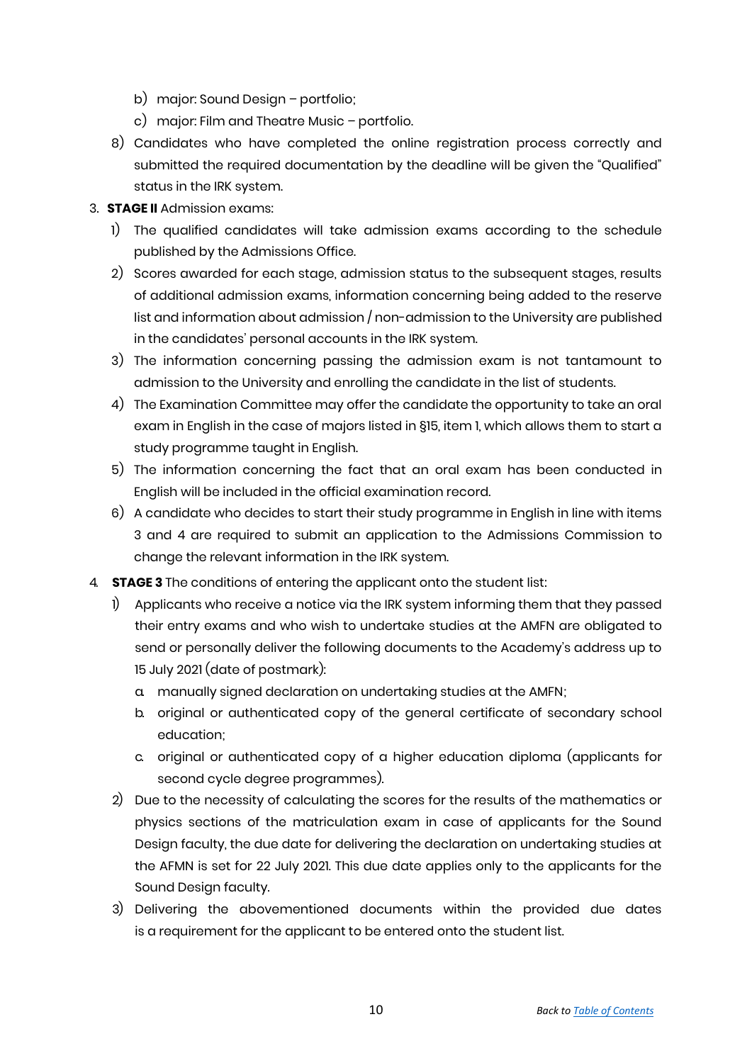b) major: Sound Design – portfolio;
    c) major: Film and Theatre Music – portfolio.

8) Candidates who have completed the online registration process correctly and submitted the required documentation by the deadline will be given the "Qualified" status in the IRK system.

3. **STAGE II** Admission exams:
    1) The qualified candidates will take admission exams according to the schedule published by the Admissions Office.
    2) Scores awarded for each stage, admission status to the subsequent stages, results of additional admission exams, information concerning being added to the reserve list and information about admission / non-admission to the University are published in the candidates' personal accounts in the IRK system.
    3) The information concerning passing the admission exam is not tantamount to admission to the University and enrolling the candidate in the list of students.
    4) The Examination Committee may offer the candidate the opportunity to take an oral exam in English in the case of majors listed in §15, item 1, which allows them to start a study programme taught in English.
    5) The information concerning the fact that an oral exam has been conducted in English will be included in the official examination record.
    6) A candidate who decides to start their study programme in English in line with items 3 and 4 are required to submit an application to the Admissions Commission to change the relevant information in the IRK system.

4. **STAGE 3** The conditions of entering the applicant onto the student list:
    1) Applicants who receive a notice via the IRK system informing them that they passed their entry exams and who wish to undertake studies at the AMFN are obligated to send or personally deliver the following documents to the Academy's address up to 15 July 2021 (date of postmark):
        a. manually signed declaration on undertaking studies at the AMFN;
        b. original or authenticated copy of the general certificate of secondary school education;
        c. original or authenticated copy of a higher education diploma (applicants for second cycle degree programmes).
    2) Due to the necessity of calculating the scores for the results of the mathematics or physics sections of the matriculation exam in case of applicants for the Sound Design faculty, the due date for delivering the declaration on undertaking studies at the AFMN is set for 22 July 2021. This due date applies only to the applicants for the Sound Design faculty.
    3) Delivering the abovementioned documents within the provided due dates is a requirement for the applicant to be entered onto the student list.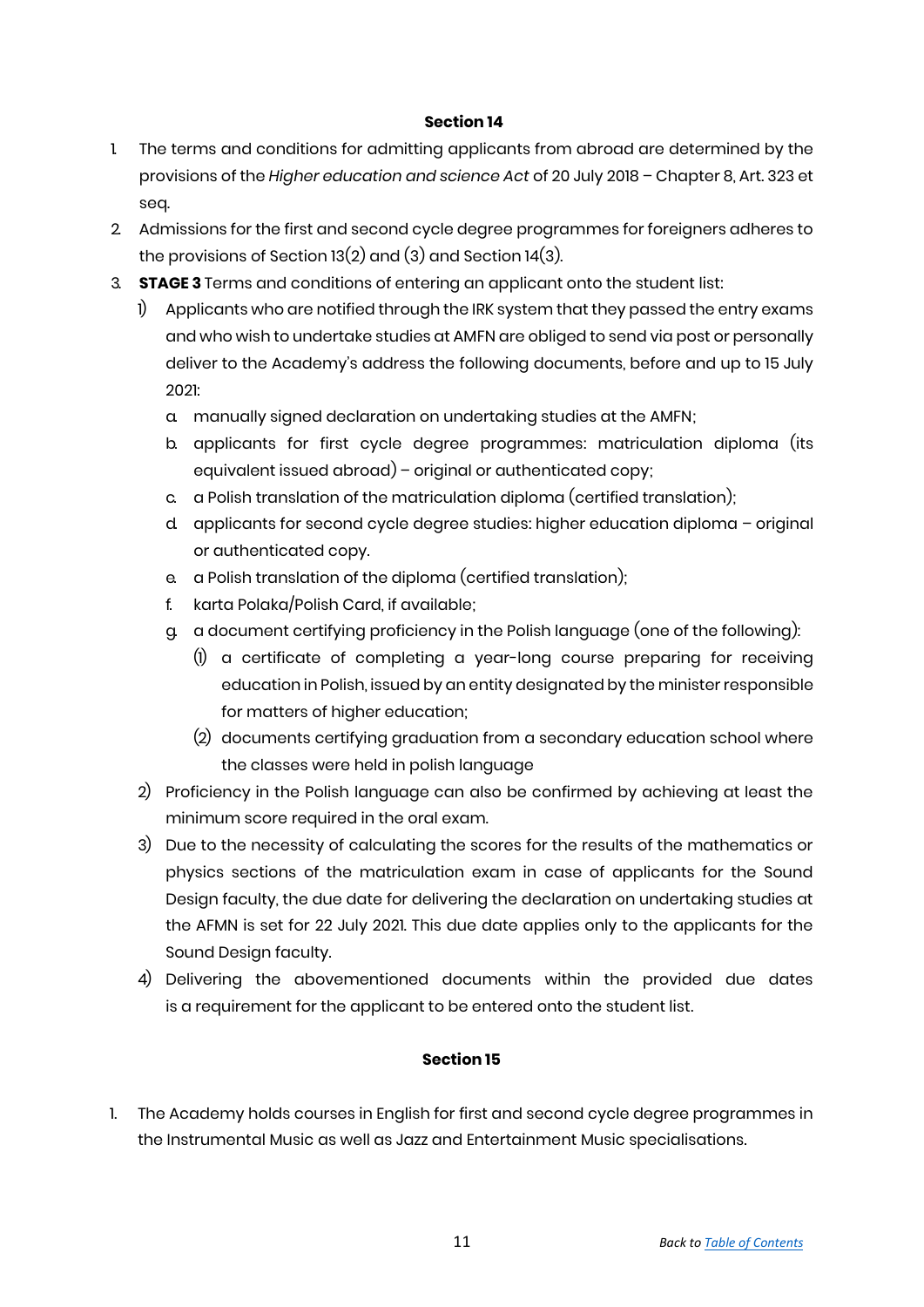## Section 14

1. The terms and conditions for admitting applicants from abroad are determined by the provisions of the *Higher education and science Act* of 20 July 2018 – Chapter 8, Art. 323 et seq.
2. Admissions for the first and second cycle degree programmes for foreigners adheres to the provisions of Section 13(2) and (3) and Section 14(3).
3. **STAGE 3** Terms and conditions of entering an applicant onto the student list:
   1) Applicants who are notified through the IRK system that they passed the entry exams and who wish to undertake studies at AMFN are obliged to send via post or personally deliver to the Academy's address the following documents, before and up to 15 July 2021:
      a. manually signed declaration on undertaking studies at the AMFN;
      b. applicants for first cycle degree programmes: matriculation diploma (its equivalent issued abroad) – original or authenticated copy;
      c. a Polish translation of the matriculation diploma (certified translation);
      d. applicants for second cycle degree studies: higher education diploma – original or authenticated copy.
      e. a Polish translation of the diploma (certified translation);
      f. karta Polaka/Polish Card, if available;
      g. a document certifying proficiency in the Polish language (one of the following):
         (1) a certificate of completing a year-long course preparing for receiving education in Polish, issued by an entity designated by the minister responsible for matters of higher education;
         (2) documents certifying graduation from a secondary education school where the classes were held in polish language
   2) Proficiency in the Polish language can also be confirmed by achieving at least the minimum score required in the oral exam.
   3) Due to the necessity of calculating the scores for the results of the mathematics or physics sections of the matriculation exam in case of applicants for the Sound Design faculty, the due date for delivering the declaration on undertaking studies at the AFMN is set for 22 July 2021. This due date applies only to the applicants for the Sound Design faculty.
   4) Delivering the abovementioned documents within the provided due dates is a requirement for the applicant to be entered onto the student list.

## Section 15

1. The Academy holds courses in English for first and second cycle degree programmes in the Instrumental Music as well as Jazz and Entertainment Music specialisations.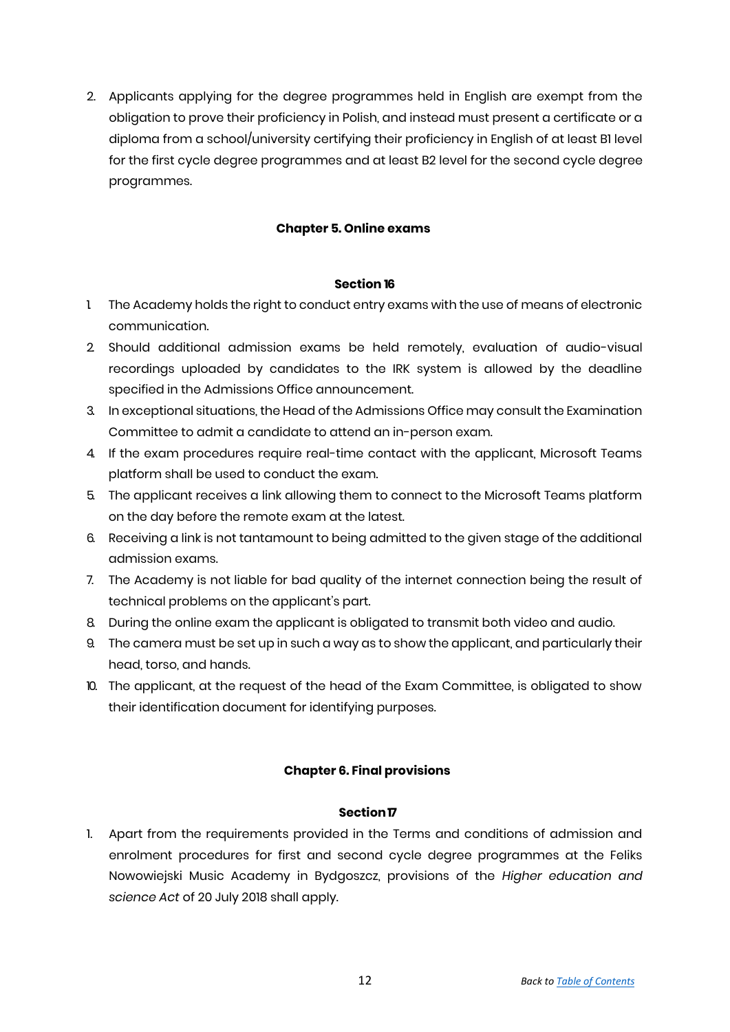2. Applicants applying for the degree programmes held in English are exempt from the obligation to prove their proficiency in Polish, and instead must present a certificate or a diploma from a school/university certifying their proficiency in English of at least B1 level for the first cycle degree programmes and at least B2 level for the second cycle degree programmes.

## Chapter 5. Online exams

### Section 16

1. The Academy holds the right to conduct entry exams with the use of means of electronic communication.
2. Should additional admission exams be held remotely, evaluation of audio-visual recordings uploaded by candidates to the IRK system is allowed by the deadline specified in the Admissions Office announcement.
3. In exceptional situations, the Head of the Admissions Office may consult the Examination Committee to admit a candidate to attend an in-person exam.
4. If the exam procedures require real-time contact with the applicant, Microsoft Teams platform shall be used to conduct the exam.
5. The applicant receives a link allowing them to connect to the Microsoft Teams platform on the day before the remote exam at the latest.
6. Receiving a link is not tantamount to being admitted to the given stage of the additional admission exams.
7. The Academy is not liable for bad quality of the internet connection being the result of technical problems on the applicant's part.
8. During the online exam the applicant is obligated to transmit both video and audio.
9. The camera must be set up in such a way as to show the applicant, and particularly their head, torso, and hands.
10. The applicant, at the request of the head of the Exam Committee, is obligated to show their identification document for identifying purposes.

## Chapter 6. Final provisions

### Section 17

1. Apart from the requirements provided in the Terms and conditions of admission and enrolment procedures for first and second cycle degree programmes at the Feliks Nowowiejski Music Academy in Bydgoszcz, provisions of the *Higher education and science Act* of 20 July 2018 shall apply.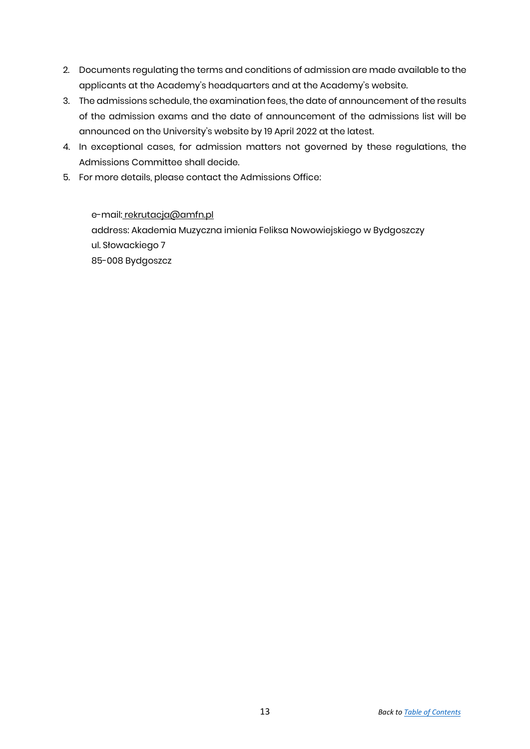2. Documents regulating the terms and conditions of admission are made available to the applicants at the Academy's headquarters and at the Academy's website.
3. The admissions schedule, the examination fees, the date of announcement of the results of the admission exams and the date of announcement of the admissions list will be announced on the University's website by 19 April 2022 at the latest.
4. In exceptional cases, for admission matters not governed by these regulations, the Admissions Committee shall decide.
5. For more details, please contact the Admissions Office:

   e-mail: rekrutacja@amfn.pl
   address: Akademia Muzyczna imienia Feliksa Nowowiejskiego w Bydgoszczy
   ul. Słowackiego 7
   85-008 Bydgoszcz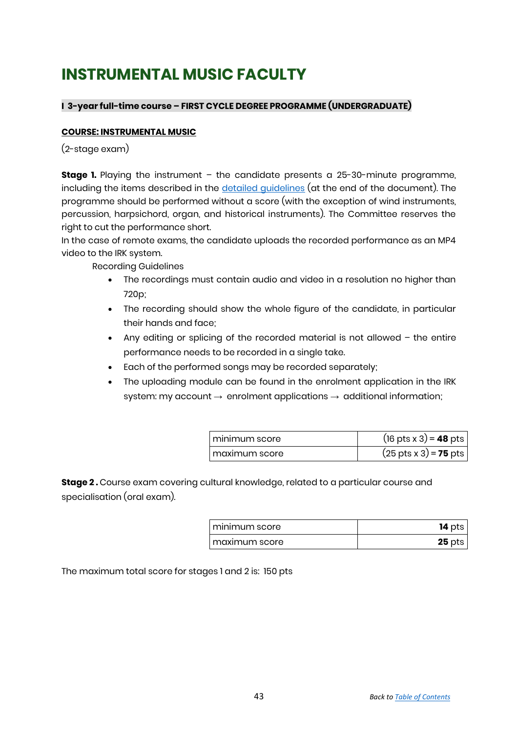# INSTRUMENTAL MUSIC FACULTY

**I 3-year full-time course – FIRST CYCLE DEGREE PROGRAMME (UNDERGRADUATE)**

**COURSE: INSTRUMENTAL MUSIC**

(2-stage exam)

**Stage 1.** Playing the instrument – the candidate presents a 25-30-minute programme, including the items described in the detailed guidelines (at the end of the document). The programme should be performed without a score (with the exception of wind instruments, percussion, harpsichord, organ, and historical instruments). The Committee reserves the right to cut the performance short.

In the case of remote exams, the candidate uploads the recorded performance as an MP4 video to the IRK system.

Recording Guidelines

- The recordings must contain audio and video in a resolution no higher than 720p;
- The recording should show the whole figure of the candidate, in particular their hands and face;
- Any editing or splicing of the recorded material is not allowed – the entire performance needs to be recorded in a single take.
- Each of the performed songs may be recorded separately;
- The uploading module can be found in the enrolment application in the IRK system: my account → enrolment applications → additional information;

| | |
|---|---|
| minimum score | (16 pts x 3) = **48** pts |
| maximum score | (25 pts x 3) = **75** pts |

**Stage 2 .** Course exam covering cultural knowledge, related to a particular course and specialisation (oral exam).

| | |
|---|---|
| minimum score | **14** pts |
| maximum score | **25** pts |

The maximum total score for stages 1 and 2 is: 150 pts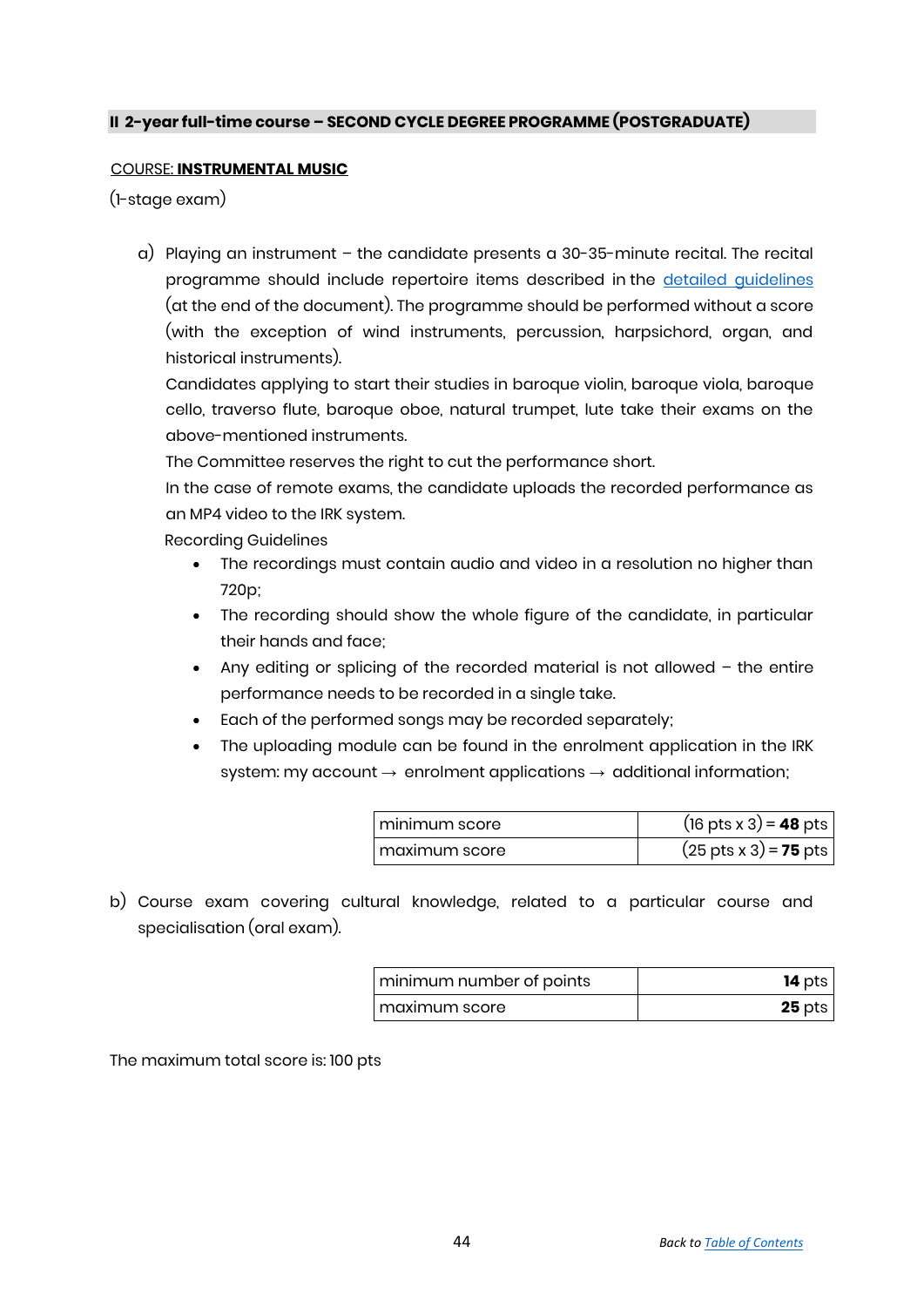## II 2-year full-time course – SECOND CYCLE DEGREE PROGRAMME (POSTGRADUATE)

COURSE: **INSTRUMENTAL MUSIC**

(1-stage exam)

a) Playing an instrument – the candidate presents a 30-35-minute recital. The recital programme should include repertoire items described in the detailed guidelines (at the end of the document). The programme should be performed without a score (with the exception of wind instruments, percussion, harpsichord, organ, and historical instruments).
   Candidates applying to start their studies in baroque violin, baroque viola, baroque cello, traverso flute, baroque oboe, natural trumpet, lute take their exams on the above-mentioned instruments.
   The Committee reserves the right to cut the performance short.
   In the case of remote exams, the candidate uploads the recorded performance as an MP4 video to the IRK system.
   Recording Guidelines
   - The recordings must contain audio and video in a resolution no higher than 720p;
   - The recording should show the whole figure of the candidate, in particular their hands and face;
   - Any editing or splicing of the recorded material is not allowed – the entire performance needs to be recorded in a single take.
   - Each of the performed songs may be recorded separately;
   - The uploading module can be found in the enrolment application in the IRK system: my account → enrolment applications → additional information;

| | |
|---|---|
| minimum score | (16 pts x 3) = **48** pts |
| maximum score | (25 pts x 3) = **75** pts |

b) Course exam covering cultural knowledge, related to a particular course and specialisation (oral exam).

| | |
|---|---|
| minimum number of points | **14** pts |
| maximum score | **25** pts |

The maximum total score is: 100 pts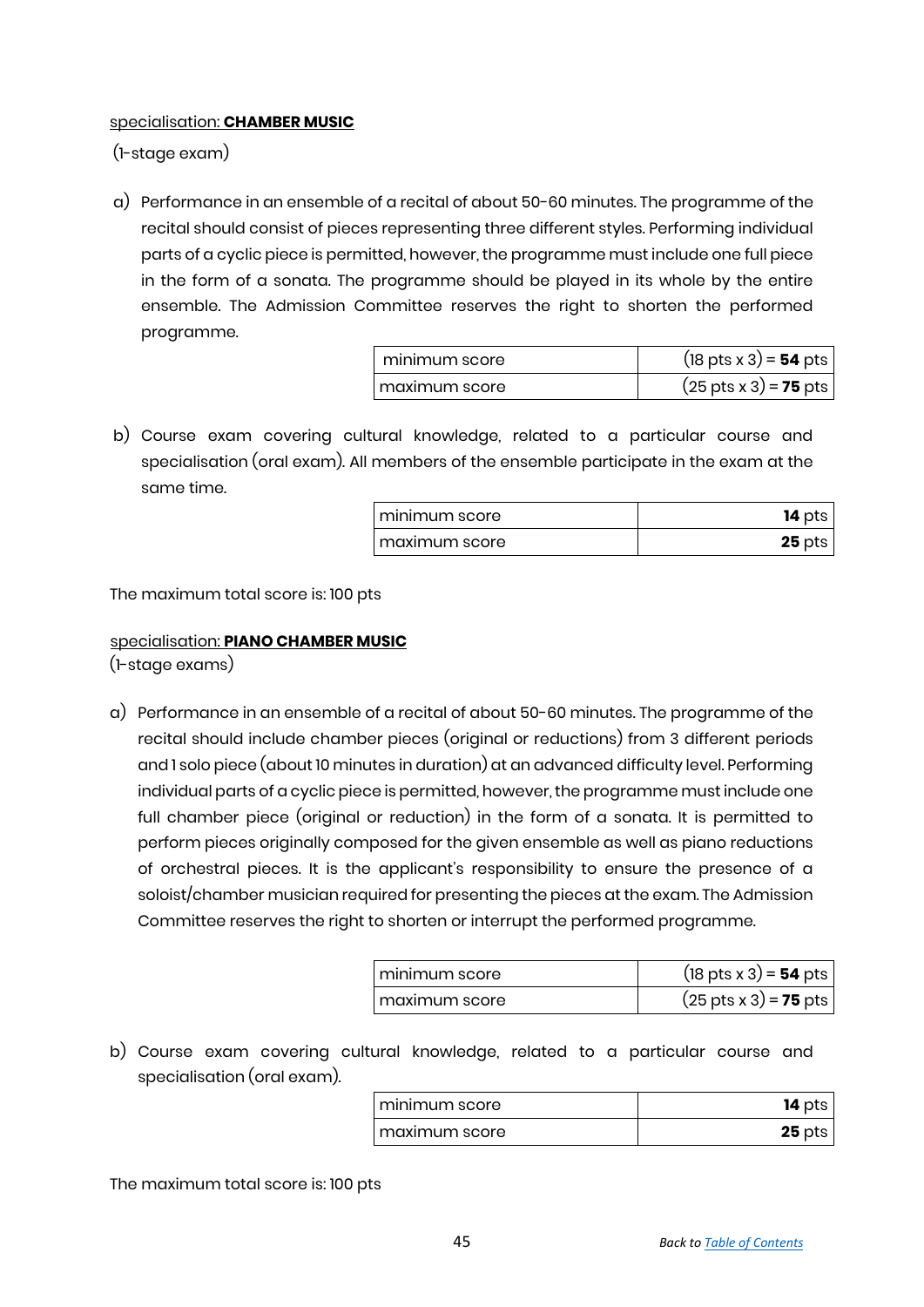specialisation: **CHAMBER MUSIC**

(1-stage exam)

a) Performance in an ensemble of a recital of about 50-60 minutes. The programme of the recital should consist of pieces representing three different styles. Performing individual parts of a cyclic piece is permitted, however, the programme must include one full piece in the form of a sonata. The programme should be played in its whole by the entire ensemble. The Admission Committee reserves the right to shorten the performed programme.

| | |
|---|---|
| minimum score | (18 pts x 3) = **54** pts |
| maximum score | (25 pts x 3) = **75** pts |

b) Course exam covering cultural knowledge, related to a particular course and specialisation (oral exam). All members of the ensemble participate in the exam at the same time.

| | |
|---|---|
| minimum score | **14** pts |
| maximum score | **25** pts |

The maximum total score is: 100 pts

specialisation: **PIANO CHAMBER MUSIC**

(1-stage exams)

a) Performance in an ensemble of a recital of about 50-60 minutes. The programme of the recital should include chamber pieces (original or reductions) from 3 different periods and 1 solo piece (about 10 minutes in duration) at an advanced difficulty level. Performing individual parts of a cyclic piece is permitted, however, the programme must include one full chamber piece (original or reduction) in the form of a sonata. It is permitted to perform pieces originally composed for the given ensemble as well as piano reductions of orchestral pieces. It is the applicant's responsibility to ensure the presence of a soloist/chamber musician required for presenting the pieces at the exam. The Admission Committee reserves the right to shorten or interrupt the performed programme.

| | |
|---|---|
| minimum score | (18 pts x 3) = **54** pts |
| maximum score | (25 pts x 3) = **75** pts |

b) Course exam covering cultural knowledge, related to a particular course and specialisation (oral exam).

| | |
|---|---|
| minimum score | **14** pts |
| maximum score | **25** pts |

The maximum total score is: 100 pts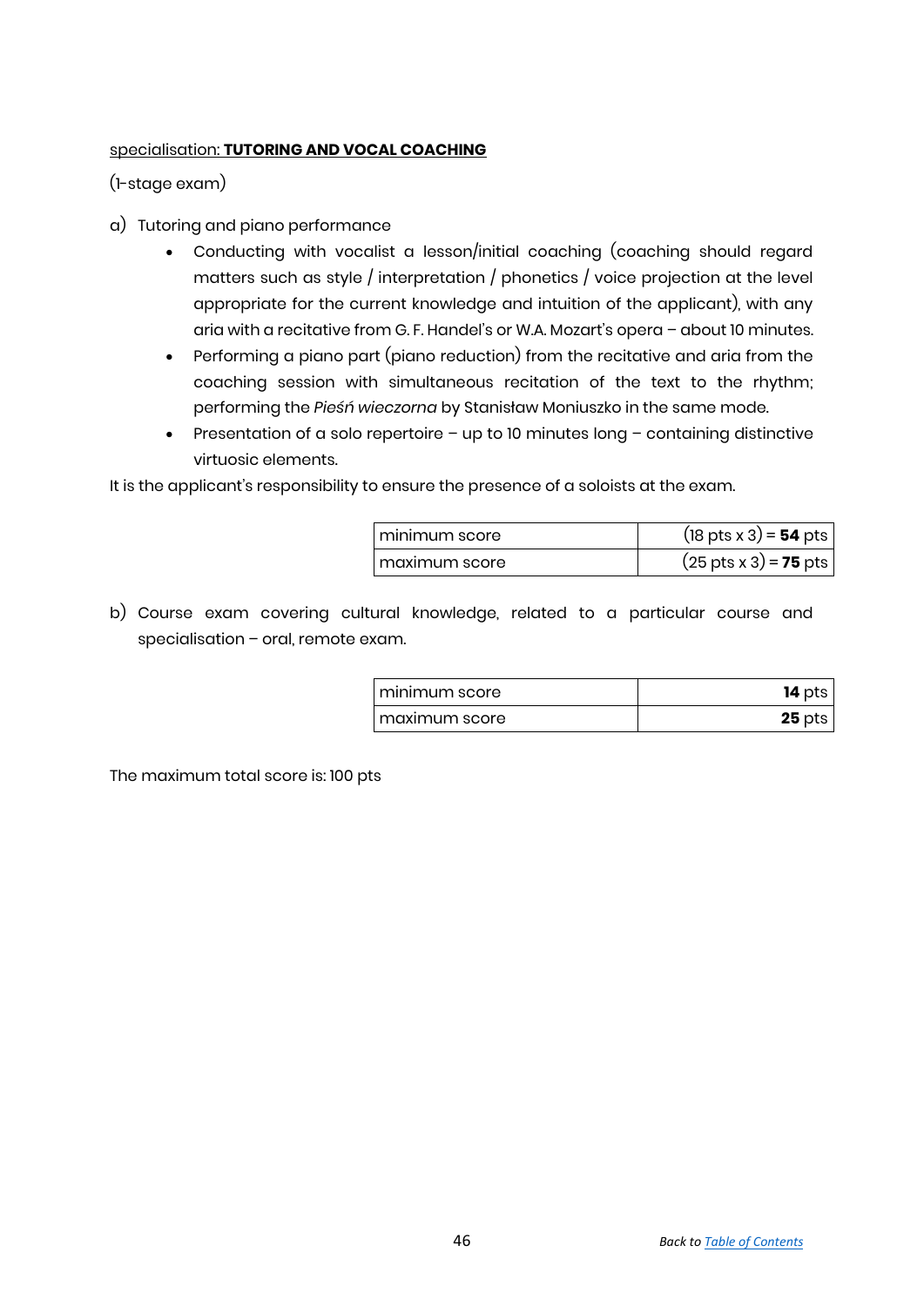specialisation: **TUTORING AND VOCAL COACHING**

(1-stage exam)

a) Tutoring and piano performance

- Conducting with vocalist a lesson/initial coaching (coaching should regard matters such as style / interpretation / phonetics / voice projection at the level appropriate for the current knowledge and intuition of the applicant), with any aria with a recitative from G. F. Handel's or W.A. Mozart's opera – about 10 minutes.
- Performing a piano part (piano reduction) from the recitative and aria from the coaching session with simultaneous recitation of the text to the rhythm; performing the *Pieśń wieczorna* by Stanisław Moniuszko in the same mode.
- Presentation of a solo repertoire – up to 10 minutes long – containing distinctive virtuosic elements.

It is the applicant's responsibility to ensure the presence of a soloists at the exam.

| | |
|---|---|
| minimum score | (18 pts x 3) = **54** pts |
| maximum score | (25 pts x 3) = **75** pts |

b) Course exam covering cultural knowledge, related to a particular course and specialisation – oral, remote exam.

| | |
|---|---|
| minimum score | **14** pts |
| maximum score | **25** pts |

The maximum total score is: 100 pts

Back to [Table of Contents]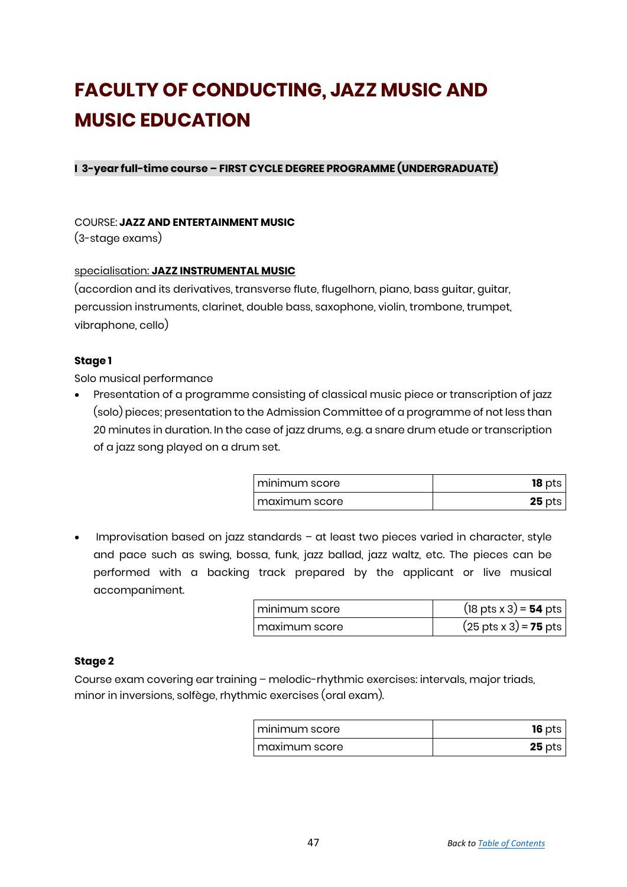# FACULTY OF CONDUCTING, JAZZ MUSIC AND MUSIC EDUCATION

**I 3-year full-time course – FIRST CYCLE DEGREE PROGRAMME (UNDERGRADUATE)**

COURSE: **JAZZ AND ENTERTAINMENT MUSIC**
(3-stage exams)

specialisation: **JAZZ INSTRUMENTAL MUSIC**
(accordion and its derivatives, transverse flute, flugelhorn, piano, bass guitar, guitar, percussion instruments, clarinet, double bass, saxophone, violin, trombone, trumpet, vibraphone, cello)

**Stage 1**

Solo musical performance

- Presentation of a programme consisting of classical music piece or transcription of jazz (solo) pieces; presentation to the Admission Committee of a programme of not less than 20 minutes in duration. In the case of jazz drums, e.g. a snare drum etude or transcription of a jazz song played on a drum set.

| minimum score | **18** pts |
|---|---|
| maximum score | **25** pts |

- Improvisation based on jazz standards – at least two pieces varied in character, style and pace such as swing, bossa, funk, jazz ballad, jazz waltz, etc. The pieces can be performed with a backing track prepared by the applicant or live musical accompaniment.

| minimum score | (18 pts x 3) = **54** pts |
|---|---|
| maximum score | (25 pts x 3) = **75** pts |

**Stage 2**

Course exam covering ear training – melodic-rhythmic exercises: intervals, major triads, minor in inversions, solfège, rhythmic exercises (oral exam).

| minimum score | **16** pts |
|---|---|
| maximum score | **25** pts |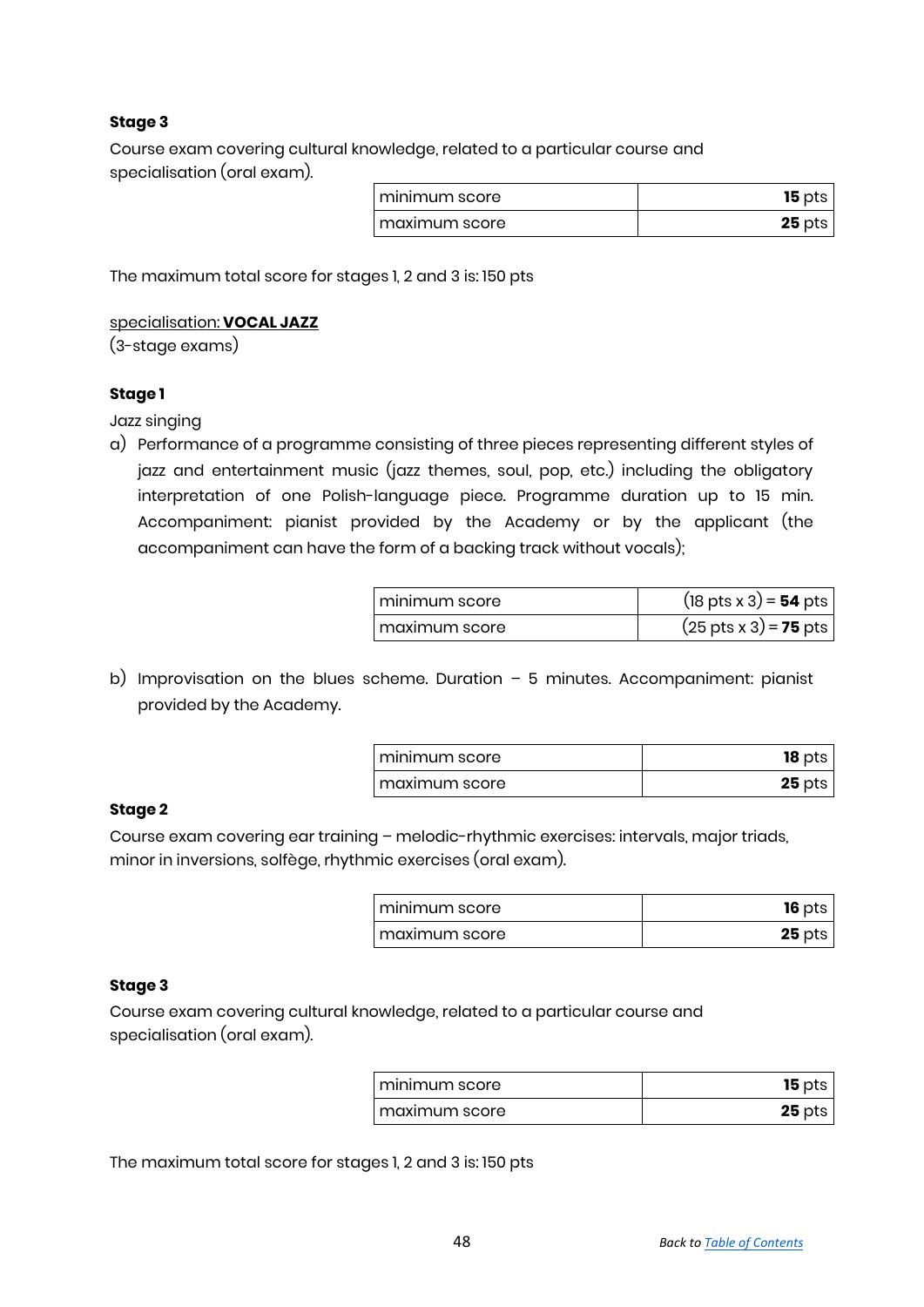**Stage 3**

Course exam covering cultural knowledge, related to a particular course and specialisation (oral exam).

| | |
|---|---|
| minimum score | **15** pts |
| maximum score | **25** pts |

The maximum total score for stages 1, 2 and 3 is: 150 pts

specialisation: **VOCAL JAZZ**
(3-stage exams)

**Stage 1**

Jazz singing

a) Performance of a programme consisting of three pieces representing different styles of jazz and entertainment music (jazz themes, soul, pop, etc.) including the obligatory interpretation of one Polish-language piece. Programme duration up to 15 min. Accompaniment: pianist provided by the Academy or by the applicant (the accompaniment can have the form of a backing track without vocals);

| | |
|---|---|
| minimum score | (18 pts x 3) = **54** pts |
| maximum score | (25 pts x 3) = **75** pts |

b) Improvisation on the blues scheme. Duration – 5 minutes. Accompaniment: pianist provided by the Academy.

| | |
|---|---|
| minimum score | **18** pts |
| maximum score | **25** pts |

**Stage 2**

Course exam covering ear training – melodic-rhythmic exercises: intervals, major triads, minor in inversions, solfège, rhythmic exercises (oral exam).

| | |
|---|---|
| minimum score | **16** pts |
| maximum score | **25** pts |

**Stage 3**

Course exam covering cultural knowledge, related to a particular course and specialisation (oral exam).

| | |
|---|---|
| minimum score | **15** pts |
| maximum score | **25** pts |

The maximum total score for stages 1, 2 and 3 is: 150 pts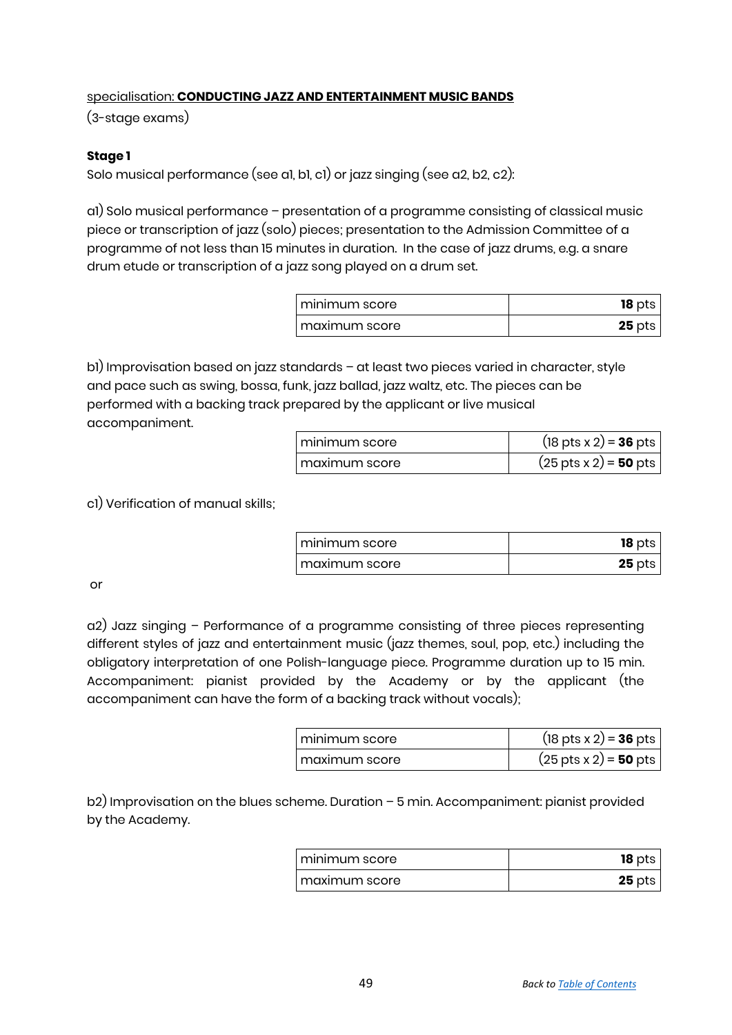<u>specialisation: **CONDUCTING JAZZ AND ENTERTAINMENT MUSIC BANDS**</u>

(3-stage exams)

**Stage 1**

Solo musical performance (see a1, b1, c1) or jazz singing (see a2, b2, c2):

a1) Solo musical performance – presentation of a programme consisting of classical music piece or transcription of jazz (solo) pieces; presentation to the Admission Committee of a programme of not less than 15 minutes in duration. In the case of jazz drums, e.g. a snare drum etude or transcription of a jazz song played on a drum set.

| | |
|---|---|
| minimum score | **18** pts |
| maximum score | **25** pts |

b1) Improvisation based on jazz standards – at least two pieces varied in character, style and pace such as swing, bossa, funk, jazz ballad, jazz waltz, etc. The pieces can be performed with a backing track prepared by the applicant or live musical accompaniment.

| | |
|---|---|
| minimum score | (18 pts x 2) = **36** pts |
| maximum score | (25 pts x 2) = **50** pts |

c1) Verification of manual skills;

| | |
|---|---|
| minimum score | **18** pts |
| maximum score | **25** pts |

or

a2) Jazz singing – Performance of a programme consisting of three pieces representing different styles of jazz and entertainment music (jazz themes, soul, pop, etc.) including the obligatory interpretation of one Polish-language piece. Programme duration up to 15 min. Accompaniment: pianist provided by the Academy or by the applicant (the accompaniment can have the form of a backing track without vocals);

| | |
|---|---|
| minimum score | (18 pts x 2) = **36** pts |
| maximum score | (25 pts x 2) = **50** pts |

b2) Improvisation on the blues scheme. Duration – 5 min. Accompaniment: pianist provided by the Academy.

| | |
|---|---|
| minimum score | **18** pts |
| maximum score | **25** pts |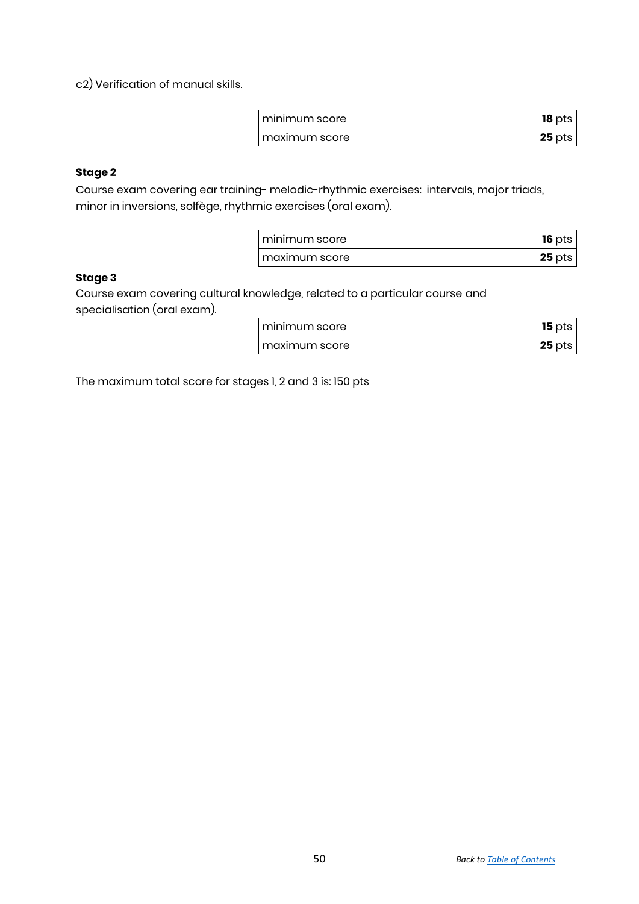c2) Verification of manual skills.

| | |
|---|---|
| minimum score | **18** pts |
| maximum score | **25** pts |

**Stage 2**

Course exam covering ear training- melodic-rhythmic exercises: intervals, major triads, minor in inversions, solfège, rhythmic exercises (oral exam).

| | |
|---|---|
| minimum score | **16** pts |
| maximum score | **25** pts |

**Stage 3**

Course exam covering cultural knowledge, related to a particular course and specialisation (oral exam).

| | |
|---|---|
| minimum score | **15** pts |
| maximum score | **25** pts |

The maximum total score for stages 1, 2 and 3 is: 150 pts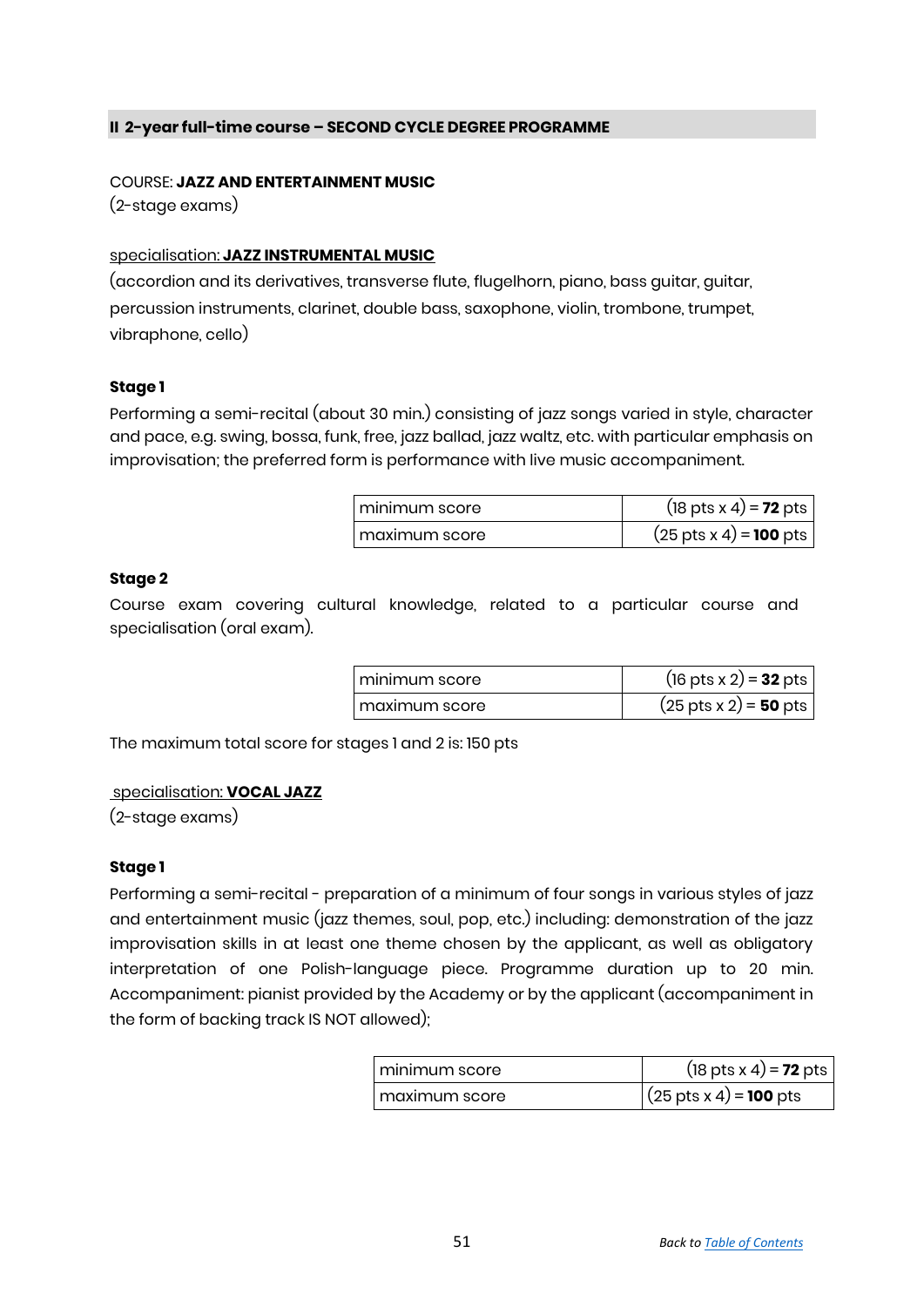## II 2-year full-time course – SECOND CYCLE DEGREE PROGRAMME

COURSE: **JAZZ AND ENTERTAINMENT MUSIC**
(2-stage exams)

specialisation: **JAZZ INSTRUMENTAL MUSIC**
(accordion and its derivatives, transverse flute, flugelhorn, piano, bass guitar, guitar, percussion instruments, clarinet, double bass, saxophone, violin, trombone, trumpet, vibraphone, cello)

**Stage 1**
Performing a semi-recital (about 30 min.) consisting of jazz songs varied in style, character and pace, e.g. swing, bossa, funk, free, jazz ballad, jazz waltz, etc. with particular emphasis on improvisation; the preferred form is performance with live music accompaniment.

| | |
|---|---|
| minimum score | (18 pts x 4) = **72** pts |
| maximum score | (25 pts x 4) = **100** pts |

**Stage 2**
Course exam covering cultural knowledge, related to a particular course and specialisation (oral exam).

| | |
|---|---|
| minimum score | (16 pts x 2) = **32** pts |
| maximum score | (25 pts x 2) = **50** pts |

The maximum total score for stages 1 and 2 is: 150 pts

specialisation: **VOCAL JAZZ**
(2-stage exams)

**Stage 1**
Performing a semi-recital - preparation of a minimum of four songs in various styles of jazz and entertainment music (jazz themes, soul, pop, etc.) including: demonstration of the jazz improvisation skills in at least one theme chosen by the applicant, as well as obligatory interpretation of one Polish-language piece. Programme duration up to 20 min. Accompaniment: pianist provided by the Academy or by the applicant (accompaniment in the form of backing track IS NOT allowed);

| | |
|---|---|
| minimum score | (18 pts x 4) = **72** pts |
| maximum score | (25 pts x 4) = **100** pts |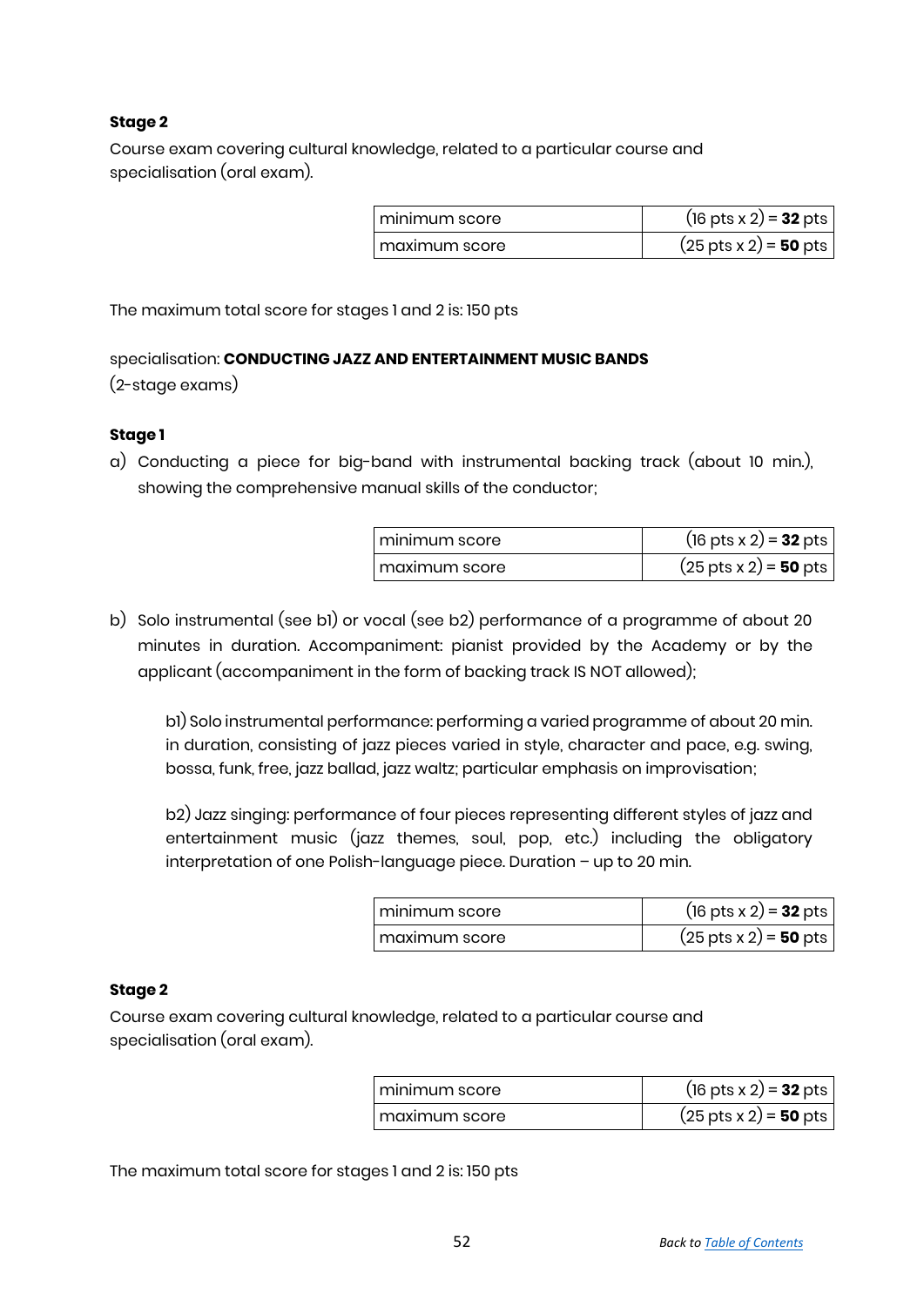**Stage 2**

Course exam covering cultural knowledge, related to a particular course and specialisation (oral exam).

| minimum score | (16 pts x 2) = **32** pts |
|---|---|
| maximum score | (25 pts x 2) = **50** pts |

The maximum total score for stages 1 and 2 is: 150 pts

specialisation: **CONDUCTING JAZZ AND ENTERTAINMENT MUSIC BANDS**
(2-stage exams)

**Stage 1**

a) Conducting a piece for big-band with instrumental backing track (about 10 min.), showing the comprehensive manual skills of the conductor;

| minimum score | (16 pts x 2) = **32** pts |
|---|---|
| maximum score | (25 pts x 2) = **50** pts |

b) Solo instrumental (see b1) or vocal (see b2) performance of a programme of about 20 minutes in duration. Accompaniment: pianist provided by the Academy or by the applicant (accompaniment in the form of backing track IS NOT allowed);

b1) Solo instrumental performance: performing a varied programme of about 20 min. in duration, consisting of jazz pieces varied in style, character and pace, e.g. swing, bossa, funk, free, jazz ballad, jazz waltz; particular emphasis on improvisation;

b2) Jazz singing: performance of four pieces representing different styles of jazz and entertainment music (jazz themes, soul, pop, etc.) including the obligatory interpretation of one Polish-language piece. Duration – up to 20 min.

| minimum score | (16 pts x 2) = **32** pts |
|---|---|
| maximum score | (25 pts x 2) = **50** pts |

**Stage 2**

Course exam covering cultural knowledge, related to a particular course and specialisation (oral exam).

| minimum score | (16 pts x 2) = **32** pts |
|---|---|
| maximum score | (25 pts x 2) = **50** pts |

The maximum total score for stages 1 and 2 is: 150 pts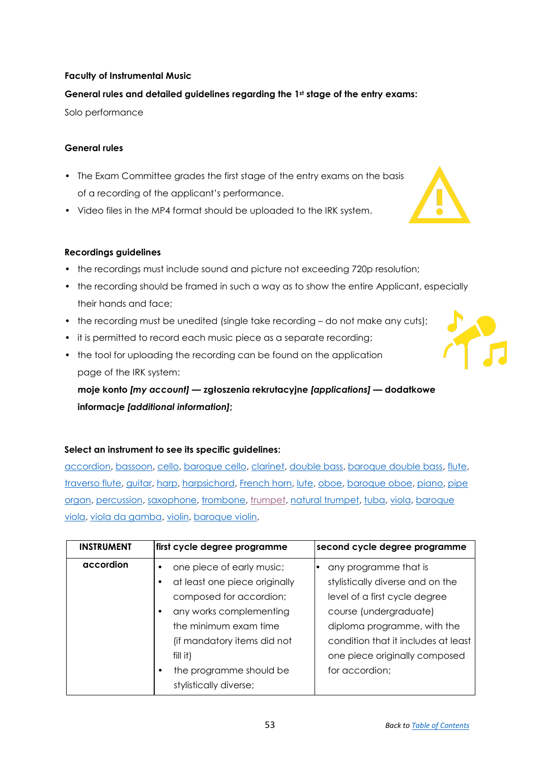**Faculty of Instrumental Music**

**General rules and detailed guidelines regarding the 1st stage of the entry exams:**

Solo performance

**General rules**

- The Exam Committee grades the first stage of the entry exams on the basis of a recording of the applicant's performance.
- Video files in the MP4 format should be uploaded to the IRK system.

**Recordings guidelines**

- the recordings must include sound and picture not exceeding 720p resolution;
- the recording should be framed in such a way as to show the entire Applicant, especially their hands and face;
- the recording must be unedited (single take recording – do not make any cuts);
- it is permitted to record each music piece as a separate recording;
- the tool for uploading the recording can be found on the application page of the IRK system:
  **moje konto *[my account]* — zgłoszenia rekrutacyjne *[applications]* — dodatkowe informacje *[additional information]*;**

**Select an instrument to see its specific guidelines:**

accordion, bassoon, cello, baroque cello, clarinet, double bass, baroque double bass, flute, traverso flute, guitar, harp, harpsichord, French horn, lute, oboe, baroque oboe, piano, pipe organ, percussion, saxophone, trombone, trumpet, natural trumpet, tuba, viola, baroque viola, viola da gamba, violin, baroque violin,

| INSTRUMENT | first cycle degree programme | second cycle degree programme |
|---|---|---|
| **accordion** | • one piece of early music;<br>• at least one piece originally composed for accordion;<br>• any works complementing the minimum exam time (if mandatory items did not fill it)<br>• the programme should be stylistically diverse; | • any programme that is stylistically diverse and on the level of a first cycle degree course (undergraduate) diploma programme, with the condition that it includes at least one piece originally composed for accordion; |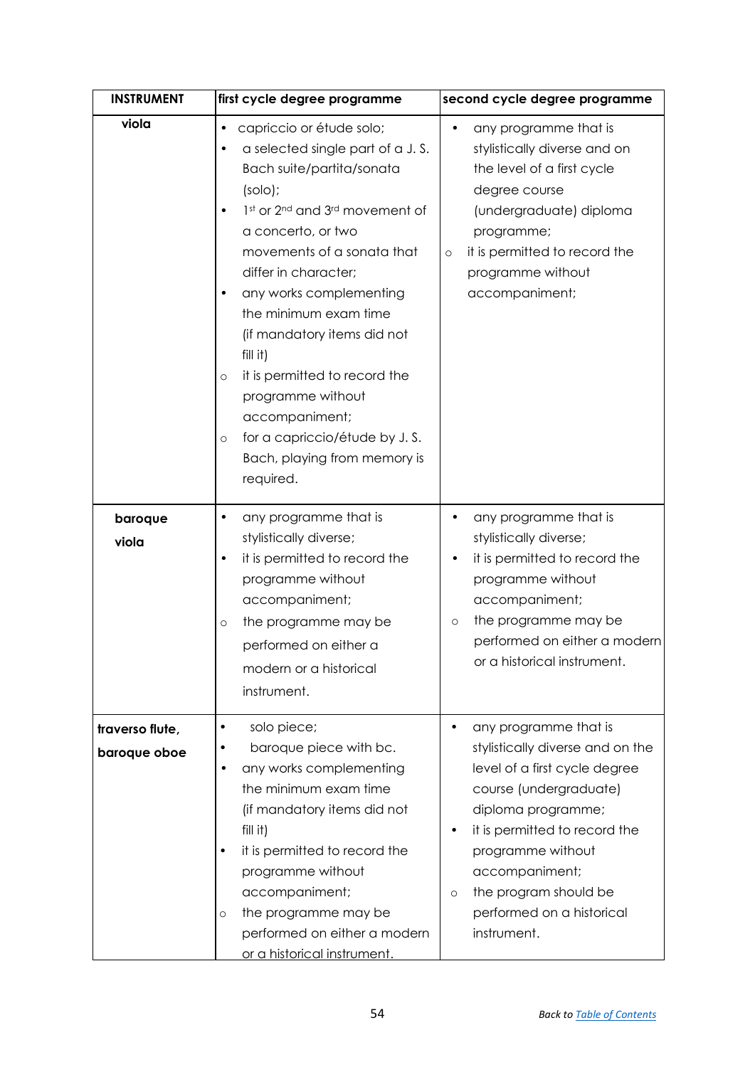| INSTRUMENT | first cycle degree programme | second cycle degree programme |
|---|---|---|
| **viola** | • capriccio or étude solo;<br>• a selected single part of a J. S. Bach suite/partita/sonata (solo);<br>• 1st or 2nd and 3rd movement of a concerto, or two movements of a sonata that differ in character;<br>• any works complementing the minimum exam time (if mandatory items did not fill it)<br>○ it is permitted to record the programme without accompaniment;<br>○ for a capriccio/étude by J. S. Bach, playing from memory is required. | • any programme that is stylistically diverse and on the level of a first cycle degree course (undergraduate) diploma programme;<br>○ it is permitted to record the programme without accompaniment; |
| **baroque viola** | • any programme that is stylistically diverse;<br>• it is permitted to record the programme without accompaniment;<br>○ the programme may be performed on either a modern or a historical instrument. | • any programme that is stylistically diverse;<br>• it is permitted to record the programme without accompaniment;<br>○ the programme may be performed on either a modern or a historical instrument. |
| **traverso flute, baroque oboe** | • solo piece;<br>• baroque piece with bc.<br>• any works complementing the minimum exam time (if mandatory items did not fill it)<br>• it is permitted to record the programme without accompaniment;<br>○ the programme may be performed on either a modern or a historical instrument. | • any programme that is stylistically diverse and on the level of a first cycle degree course (undergraduate) diploma programme;<br>• it is permitted to record the programme without accompaniment;<br>○ the program should be performed on a historical instrument. |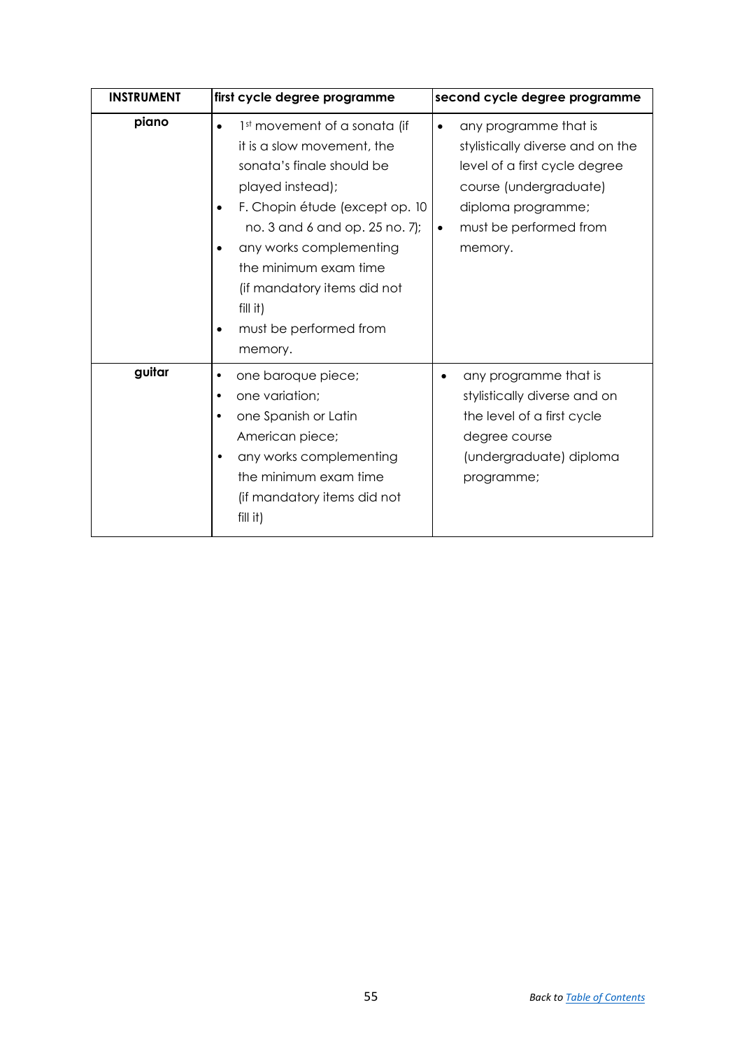| INSTRUMENT | first cycle degree programme | second cycle degree programme |
| --- | --- | --- |
| piano | • 1st movement of a sonata (if it is a slow movement, the sonata's finale should be played instead);<br>• F. Chopin étude (except op. 10 no. 3 and 6 and op. 25 no. 7);<br>• any works complementing the minimum exam time (if mandatory items did not fill it)<br>• must be performed from memory. | • any programme that is stylistically diverse and on the level of a first cycle degree course (undergraduate) diploma programme;<br>• must be performed from memory. |
| guitar | • one baroque piece;<br>• one variation;<br>• one Spanish or Latin American piece;<br>• any works complementing the minimum exam time (if mandatory items did not fill it) | • any programme that is stylistically diverse and on the level of a first cycle degree course (undergraduate) diploma programme; |

*Back to Table of Contents*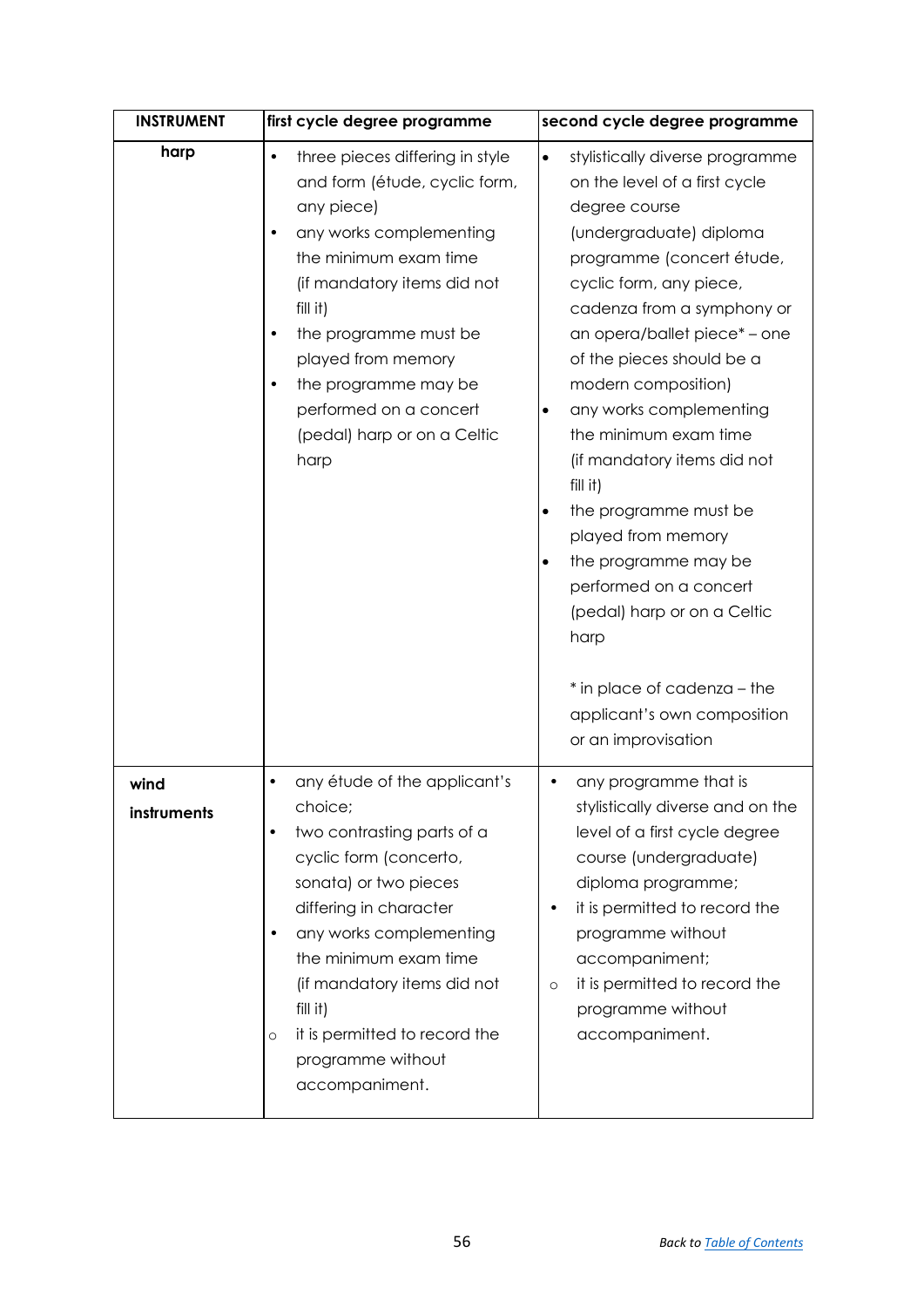| INSTRUMENT | first cycle degree programme | second cycle degree programme |
|---|---|---|
| harp | • three pieces differing in style and form (étude, cyclic form, any piece)<br>• any works complementing the minimum exam time (if mandatory items did not fill it)<br>• the programme must be played from memory<br>• the programme may be performed on a concert (pedal) harp or on a Celtic harp | • stylistically diverse programme on the level of a first cycle degree course (undergraduate) diploma programme (concert étude, cyclic form, any piece, cadenza from a symphony or an opera/ballet piece* – one of the pieces should be a modern composition)<br>• any works complementing the minimum exam time (if mandatory items did not fill it)<br>• the programme must be played from memory<br>• the programme may be performed on a concert (pedal) harp or on a Celtic harp<br><br>* in place of cadenza – the applicant's own composition or an improvisation |
| wind instruments | • any étude of the applicant's choice;<br>• two contrasting parts of a cyclic form (concerto, sonata) or two pieces differing in character<br>• any works complementing the minimum exam time (if mandatory items did not fill it)<br>○ it is permitted to record the programme without accompaniment. | • any programme that is stylistically diverse and on the level of a first cycle degree course (undergraduate) diploma programme;<br>• it is permitted to record the programme without accompaniment;<br>○ it is permitted to record the programme without accompaniment. |

Back to [Table of Contents]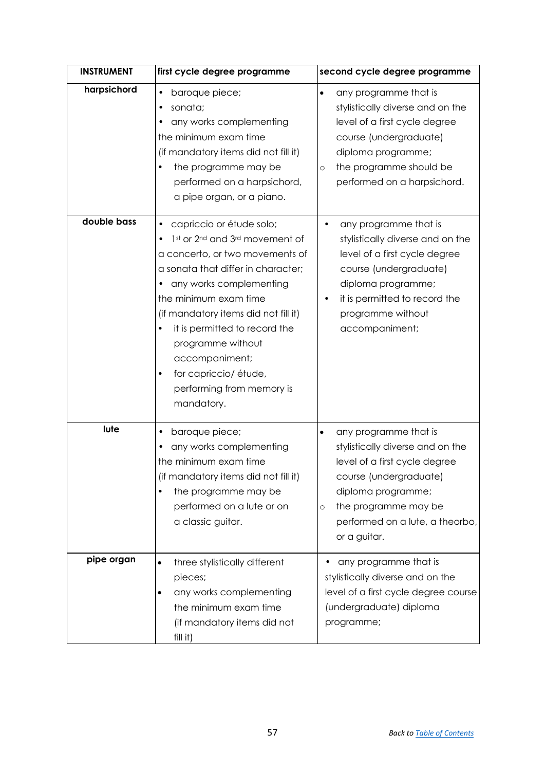| INSTRUMENT | first cycle degree programme | second cycle degree programme |
|---|---|---|
| harpsichord | • baroque piece;<br>• sonata;<br>• any works complementing the minimum exam time (if mandatory items did not fill it)<br>• the programme may be performed on a harpsichord, a pipe organ, or a piano. | • any programme that is stylistically diverse and on the level of a first cycle degree course (undergraduate) diploma programme;<br>○ the programme should be performed on a harpsichord. |
| double bass | • capriccio or étude solo;<br>• 1st or 2nd and 3rd movement of a concerto, or two movements of a sonata that differ in character;<br>• any works complementing the minimum exam time (if mandatory items did not fill it)<br>• it is permitted to record the programme without accompaniment;<br>• for capriccio/ étude, performing from memory is mandatory. | • any programme that is stylistically diverse and on the level of a first cycle degree course (undergraduate) diploma programme;<br>• it is permitted to record the programme without accompaniment; |
| lute | • baroque piece;<br>• any works complementing the minimum exam time (if mandatory items did not fill it)<br>• the programme may be performed on a lute or on a classic guitar. | • any programme that is stylistically diverse and on the level of a first cycle degree course (undergraduate) diploma programme;<br>○ the programme may be performed on a lute, a theorbo, or a guitar. |
| pipe organ | • three stylistically different pieces;<br>• any works complementing the minimum exam time (if mandatory items did not fill it) | • any programme that is stylistically diverse and on the level of a first cycle degree course (undergraduate) diploma programme; |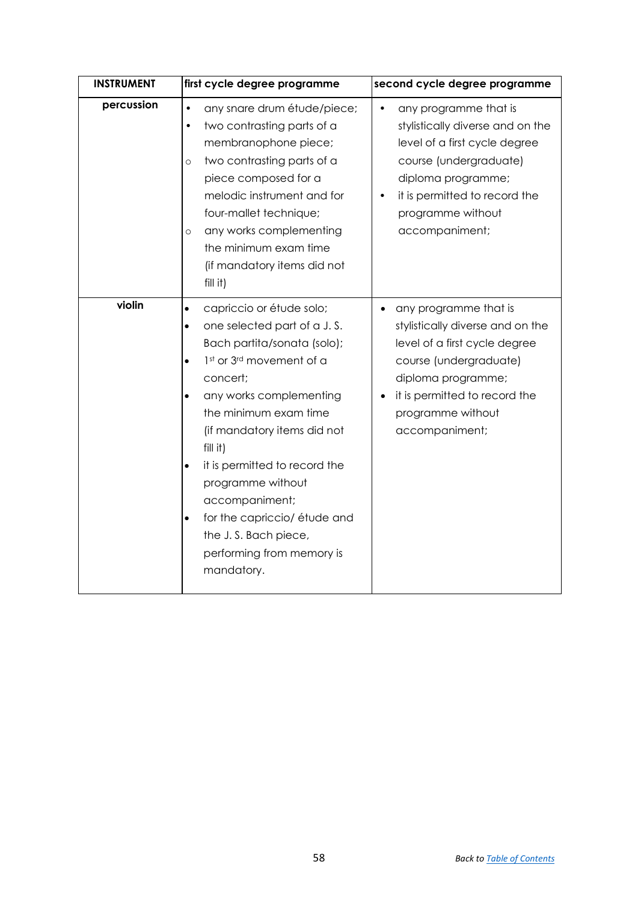| INSTRUMENT | first cycle degree programme | second cycle degree programme |
| --- | --- | --- |
| **percussion** | • any snare drum étude/piece;<br>• two contrasting parts of a membranophone piece;<br>○ two contrasting parts of a piece composed for a melodic instrument and for four-mallet technique;<br>○ any works complementing the minimum exam time (if mandatory items did not fill it) | • any programme that is stylistically diverse and on the level of a first cycle degree course (undergraduate) diploma programme;<br>• it is permitted to record the programme without accompaniment; |
| **violin** | • capriccio or étude solo;<br>• one selected part of a J. S. Bach partita/sonata (solo);<br>• 1st or 3rd movement of a concert;<br>• any works complementing the minimum exam time (if mandatory items did not fill it)<br>• it is permitted to record the programme without accompaniment;<br>• for the capriccio/ étude and the J. S. Bach piece, performing from memory is mandatory. | • any programme that is stylistically diverse and on the level of a first cycle degree course (undergraduate) diploma programme;<br>• it is permitted to record the programme without accompaniment; |

Back to Table of Contents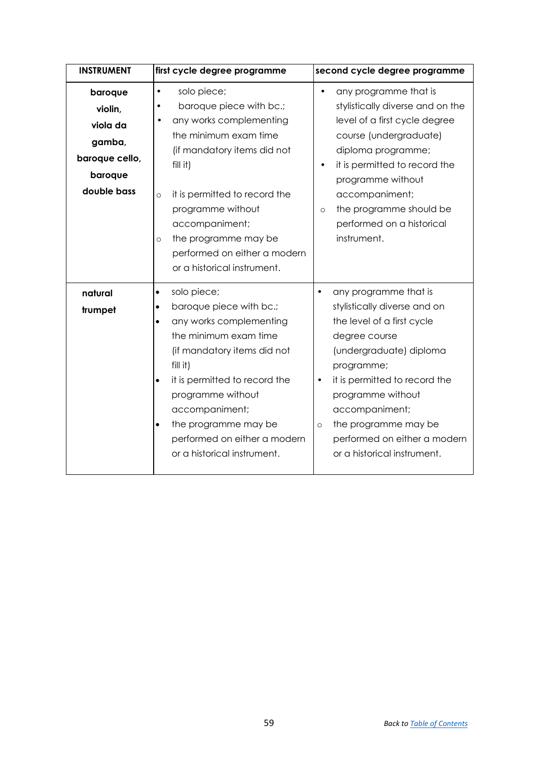| INSTRUMENT | first cycle degree programme | second cycle degree programme |
|---|---|---|
| **baroque violin, viola da gamba, baroque cello, baroque double bass** | • solo piece;<br>• baroque piece with bc.;<br>• any works complementing the minimum exam time (if mandatory items did not fill it)<br><br>○ it is permitted to record the programme without accompaniment;<br>○ the programme may be performed on either a modern or a historical instrument. | • any programme that is stylistically diverse and on the level of a first cycle degree course (undergraduate) diploma programme;<br>• it is permitted to record the programme without accompaniment;<br>○ the programme should be performed on a historical instrument. |
| **natural trumpet** | • solo piece;<br>• baroque piece with bc.;<br>• any works complementing the minimum exam time (if mandatory items did not fill it)<br>• it is permitted to record the programme without accompaniment;<br>• the programme may be performed on either a modern or a historical instrument. | • any programme that is stylistically diverse and on the level of a first cycle degree course (undergraduate) diploma programme;<br>• it is permitted to record the programme without accompaniment;<br>○ the programme may be performed on either a modern or a historical instrument. |

*Back to [Table of Contents]()*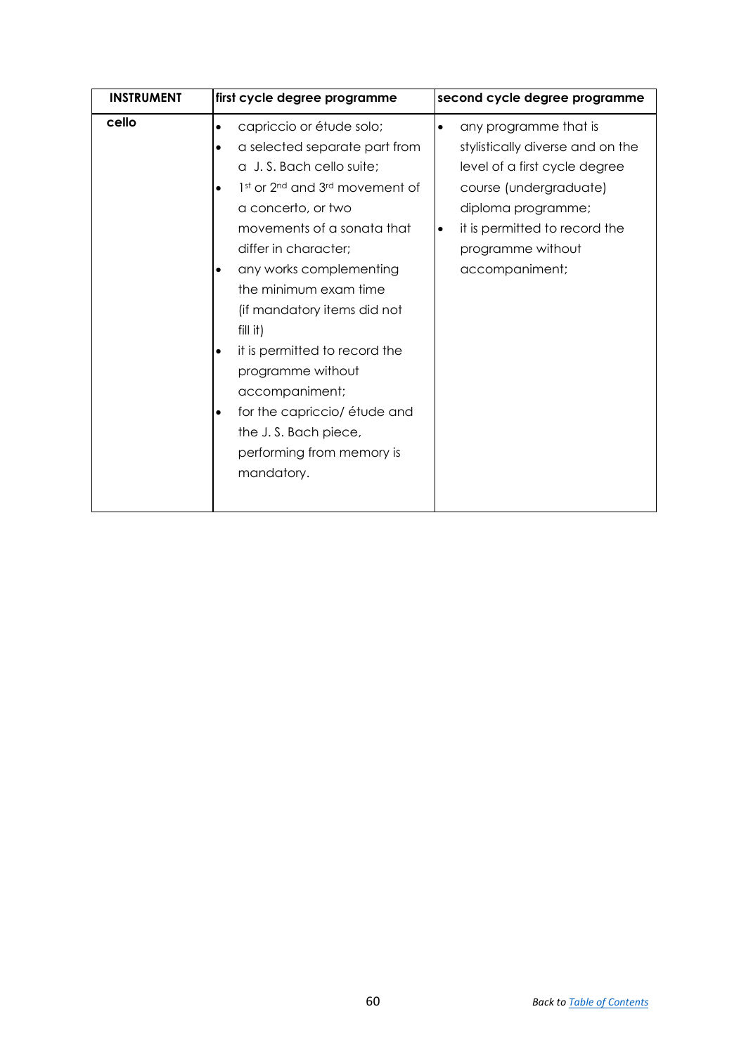| INSTRUMENT | first cycle degree programme | second cycle degree programme |
|---|---|---|
| cello | • capriccio or étude solo;<br>• a selected separate part from a J. S. Bach cello suite;<br>• 1st or 2nd and 3rd movement of a concerto, or two movements of a sonata that differ in character;<br>• any works complementing the minimum exam time (if mandatory items did not fill it)<br>• it is permitted to record the programme without accompaniment;<br>• for the capriccio/ étude and the J. S. Bach piece, performing from memory is mandatory. | • any programme that is stylistically diverse and on the level of a first cycle degree course (undergraduate) diploma programme;<br>• it is permitted to record the programme without accompaniment; |

Back to *Table of Contents*